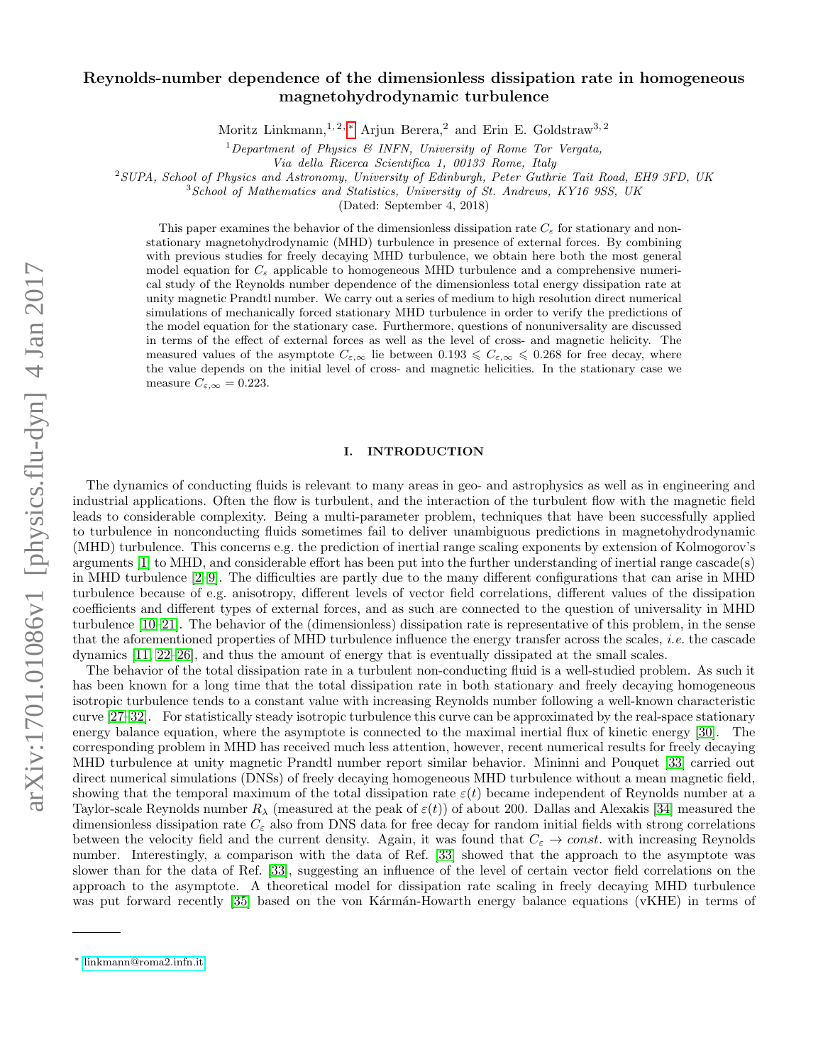# Reynolds-number dependence of the dimensionless dissipation rate in homogeneous magnetohydrodynamic turbulence

Moritz Linkmann,[1,2,*] Arjun Berera,[2] and Erin E. Goldstraw[3,2]

[1]*Department of Physics & INFN, University of Rome Tor Vergata, Via della Ricerca Scientifica 1, 00133 Rome, Italy*

[2]*SUPA, School of Physics and Astronomy, University of Edinburgh, Peter Guthrie Tait Road, EH9 3FD, UK*

[3]*School of Mathematics and Statistics, University of St. Andrews, KY16 9SS, UK*

(Dated: September 4, 2018)

This paper examines the behavior of the dimensionless dissipation rate $C_\varepsilon$ for stationary and nonstationary magnetohydrodynamic (MHD) turbulence in presence of external forces. By combining with previous studies for freely decaying MHD turbulence, we obtain here both the most general model equation for $C_\varepsilon$ applicable to homogeneous MHD turbulence and a comprehensive numerical study of the Reynolds number dependence of the dimensionless total energy dissipation rate at unity magnetic Prandtl number. We carry out a series of medium to high resolution direct numerical simulations of mechanically forced stationary MHD turbulence in order to verify the predictions of the model equation for the stationary case. Furthermore, questions of nonuniversality are discussed in terms of the effect of external forces as well as the level of cross- and magnetic helicity. The measured values of the asymptote $C_{\varepsilon,\infty}$ lie between $0.193 \leqslant C_{\varepsilon,\infty} \leqslant 0.268$ for free decay, where the value depends on the initial level of cross- and magnetic helicities. In the stationary case we measure $C_{\varepsilon,\infty} = 0.223$.

## I. INTRODUCTION

The dynamics of conducting fluids is relevant to many areas in geo- and astrophysics as well as in engineering and industrial applications. Often the flow is turbulent, and the interaction of the turbulent flow with the magnetic field leads to considerable complexity. Being a multi-parameter problem, techniques that have been successfully applied to turbulence in nonconducting fluids sometimes fail to deliver unambiguous predictions in magnetohydrodynamic (MHD) turbulence. This concerns e.g. the prediction of inertial range scaling exponents by extension of Kolmogorov's arguments [1] to MHD, and considerable effort has been put into the further understanding of inertial range cascade(s) in MHD turbulence [2–9]. The difficulties are partly due to the many different configurations that can arise in MHD turbulence because of e.g. anisotropy, different levels of vector field correlations, different values of the dissipation coefficients and different types of external forces, and as such are connected to the question of universality in MHD turbulence [10–21]. The behavior of the (dimensionless) dissipation rate is representative of this problem, in the sense that the aforementioned properties of MHD turbulence influence the energy transfer across the scales, *i.e.* the cascade dynamics [11, 22–26], and thus the amount of energy that is eventually dissipated at the small scales.

The behavior of the total dissipation rate in a turbulent non-conducting fluid is a well-studied problem. As such it has been known for a long time that the total dissipation rate in both stationary and freely decaying homogeneous isotropic turbulence tends to a constant value with increasing Reynolds number following a well-known characteristic curve [27–32]. For statistically steady isotropic turbulence this curve can be approximated by the real-space stationary energy balance equation, where the asymptote is connected to the maximal inertial flux of kinetic energy [30]. The corresponding problem in MHD has received much less attention, however, recent numerical results for freely decaying MHD turbulence at unity magnetic Prandtl number report similar behavior. Mininni and Pouquet [33] carried out direct numerical simulations (DNSs) of freely decaying homogeneous MHD turbulence without a mean magnetic field, showing that the temporal maximum of the total dissipation rate $\varepsilon(t)$ became independent of Reynolds number at a Taylor-scale Reynolds number $R_\lambda$ (measured at the peak of $\varepsilon(t)$) of about 200. Dallas and Alexakis [34] measured the dimensionless dissipation rate $C_\varepsilon$ also from DNS data for free decay for random initial fields with strong correlations between the velocity field and the current density. Again, it was found that $C_\varepsilon \to const.$ with increasing Reynolds number. Interestingly, a comparison with the data of Ref. [33] showed that the approach to the asymptote was slower than for the data of Ref. [33], suggesting an influence of the level of certain vector field correlations on the approach to the asymptote. A theoretical model for dissipation rate scaling in freely decaying MHD turbulence was put forward recently [35] based on the von Kármán-Howarth energy balance equations (vKHE) in terms of

---

* linkmann@roma2.infn.it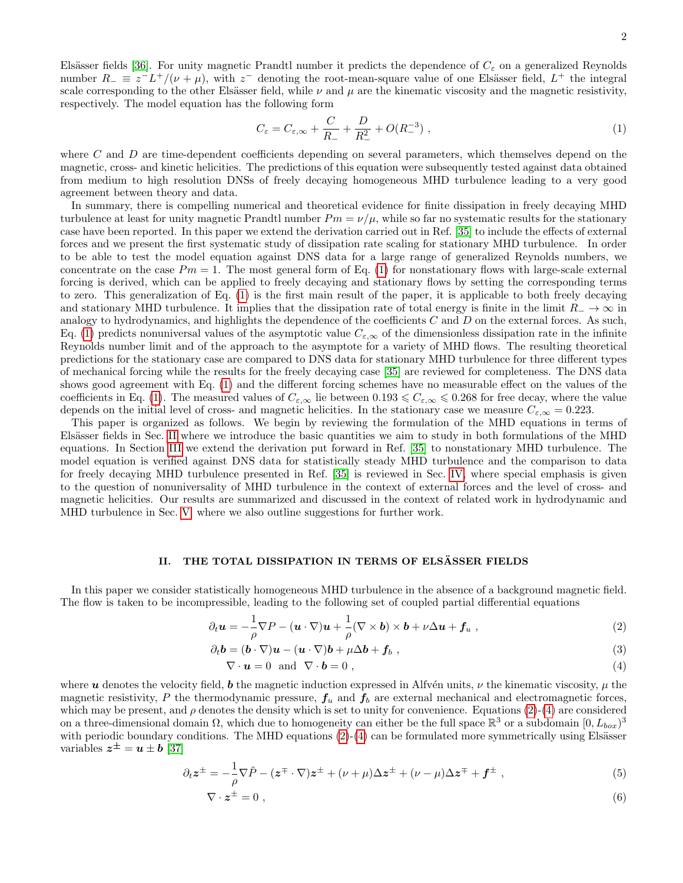Elsässer fields [36]. For unity magnetic Prandtl number it predicts the dependence of $C_\varepsilon$ on a generalized Reynolds number $R_- \equiv z^- L^+/(\nu+\mu)$, with $z^-$ denoting the root-mean-square value of one Elsässer field, $L^+$ the integral scale corresponding to the other Elsässer field, while $\nu$ and $\mu$ are the kinematic viscosity and the magnetic resistivity, respectively. The model equation has the following form

$$C_\varepsilon = C_{\varepsilon,\infty} + \frac{C}{R_-} + \frac{D}{R_-^2} + O(R_-^{-3}) \ , \tag{1}$$

where $C$ and $D$ are time-dependent coefficients depending on several parameters, which themselves depend on the magnetic, cross- and kinetic helicities. The predictions of this equation were subsequently tested against data obtained from medium to high resolution DNSs of freely decaying homogeneous MHD turbulence leading to a very good agreement between theory and data.

In summary, there is compelling numerical and theoretical evidence for finite dissipation in freely decaying MHD turbulence at least for unity magnetic Prandtl number $Pm = \nu/\mu$, while so far no systematic results for the stationary case have been reported. In this paper we extend the derivation carried out in Ref. [35] to include the effects of external forces and we present the first systematic study of dissipation rate scaling for stationary MHD turbulence. In order to be able to test the model equation against DNS data for a large range of generalized Reynolds numbers, we concentrate on the case $Pm = 1$. The most general form of Eq. (1) for nonstationary flows with large-scale external forcing is derived, which can be applied to freely decaying and stationary flows by setting the corresponding terms to zero. This generalization of Eq. (1) is the first main result of the paper, it is applicable to both freely decaying and stationary MHD turbulence. It implies that the dissipation rate of total energy is finite in the limit $R_- \to \infty$ in analogy to hydrodynamics, and highlights the dependence of the coefficients $C$ and $D$ on the external forces. As such, Eq. (1) predicts nonuniversal values of the asymptotic value $C_{\varepsilon,\infty}$ of the dimensionless dissipation rate in the infinite Reynolds number limit and of the approach to the asymptote for a variety of MHD flows. The resulting theoretical predictions for the stationary case are compared to DNS data for stationary MHD turbulence for three different types of mechanical forcing while the results for the freely decaying case [35] are reviewed for completeness. The DNS data shows good agreement with Eq. (1) and the different forcing schemes have no measurable effect on the values of the coefficients in Eq. (1). The measured values of $C_{\varepsilon,\infty}$ lie between $0.193 \leqslant C_{\varepsilon,\infty} \leqslant 0.268$ for free decay, where the value depends on the initial level of cross- and magnetic helicities. In the stationary case we measure $C_{\varepsilon,\infty} = 0.223$.

This paper is organized as follows. We begin by reviewing the formulation of the MHD equations in terms of Elsässer fields in Sec. II where we introduce the basic quantities we aim to study in both formulations of the MHD equations. In Section III we extend the derivation put forward in Ref. [35] to nonstationary MHD turbulence. The model equation is verified against DNS data for statistically steady MHD turbulence and the comparison to data for freely decaying MHD turbulence presented in Ref. [35] is reviewed in Sec. IV, where special emphasis is given to the question of nonuniversality of MHD turbulence in the context of external forces and the level of cross- and magnetic helicities. Our results are summarized and discussed in the context of related work in hydrodynamic and MHD turbulence in Sec. V, where we also outline suggestions for further work.

## II. THE TOTAL DISSIPATION IN TERMS OF ELSÄSSER FIELDS

In this paper we consider statistically homogeneous MHD turbulence in the absence of a background magnetic field. The flow is taken to be incompressible, leading to the following set of coupled partial differential equations

$$\partial_t \boldsymbol{u} = -\frac{1}{\rho}\nabla P - (\boldsymbol{u}\cdot\nabla)\boldsymbol{u} + \frac{1}{\rho}(\nabla\times\boldsymbol{b})\times\boldsymbol{b} + \nu\Delta\boldsymbol{u} + \boldsymbol{f}_u \ , \tag{2}$$

$$\partial_t \boldsymbol{b} = (\boldsymbol{b}\cdot\nabla)\boldsymbol{u} - (\boldsymbol{u}\cdot\nabla)\boldsymbol{b} + \mu\Delta\boldsymbol{b} + \boldsymbol{f}_b \ , \tag{3}$$

$$\nabla\cdot\boldsymbol{u} = 0 \ \text{ and } \ \nabla\cdot\boldsymbol{b} = 0 \ , \tag{4}$$

where $\boldsymbol{u}$ denotes the velocity field, $\boldsymbol{b}$ the magnetic induction expressed in Alfvén units, $\nu$ the kinematic viscosity, $\mu$ the magnetic resistivity, $P$ the thermodynamic pressure, $\boldsymbol{f}_u$ and $\boldsymbol{f}_b$ are external mechanical and electromagnetic forces, which may be present, and $\rho$ denotes the density which is set to unity for convenience. Equations (2)-(4) are considered on a three-dimensional domain $\Omega$, which due to homogeneity can either be the full space $\mathbb{R}^3$ or a subdomain $[0, L_{box})^3$ with periodic boundary conditions. The MHD equations (2)-(4) can be formulated more symmetrically using Elsässer variables $\boldsymbol{z}^\pm = \boldsymbol{u} \pm \boldsymbol{b}$ [37]

$$\partial_t \boldsymbol{z}^\pm = -\frac{1}{\rho}\nabla\tilde{P} - (\boldsymbol{z}^\mp\cdot\nabla)\boldsymbol{z}^\pm + (\nu+\mu)\Delta\boldsymbol{z}^\pm + (\nu-\mu)\Delta\boldsymbol{z}^\mp + \boldsymbol{f}^\pm \ , \tag{5}$$

$$\nabla\cdot\boldsymbol{z}^\pm = 0 \ , \tag{6}$$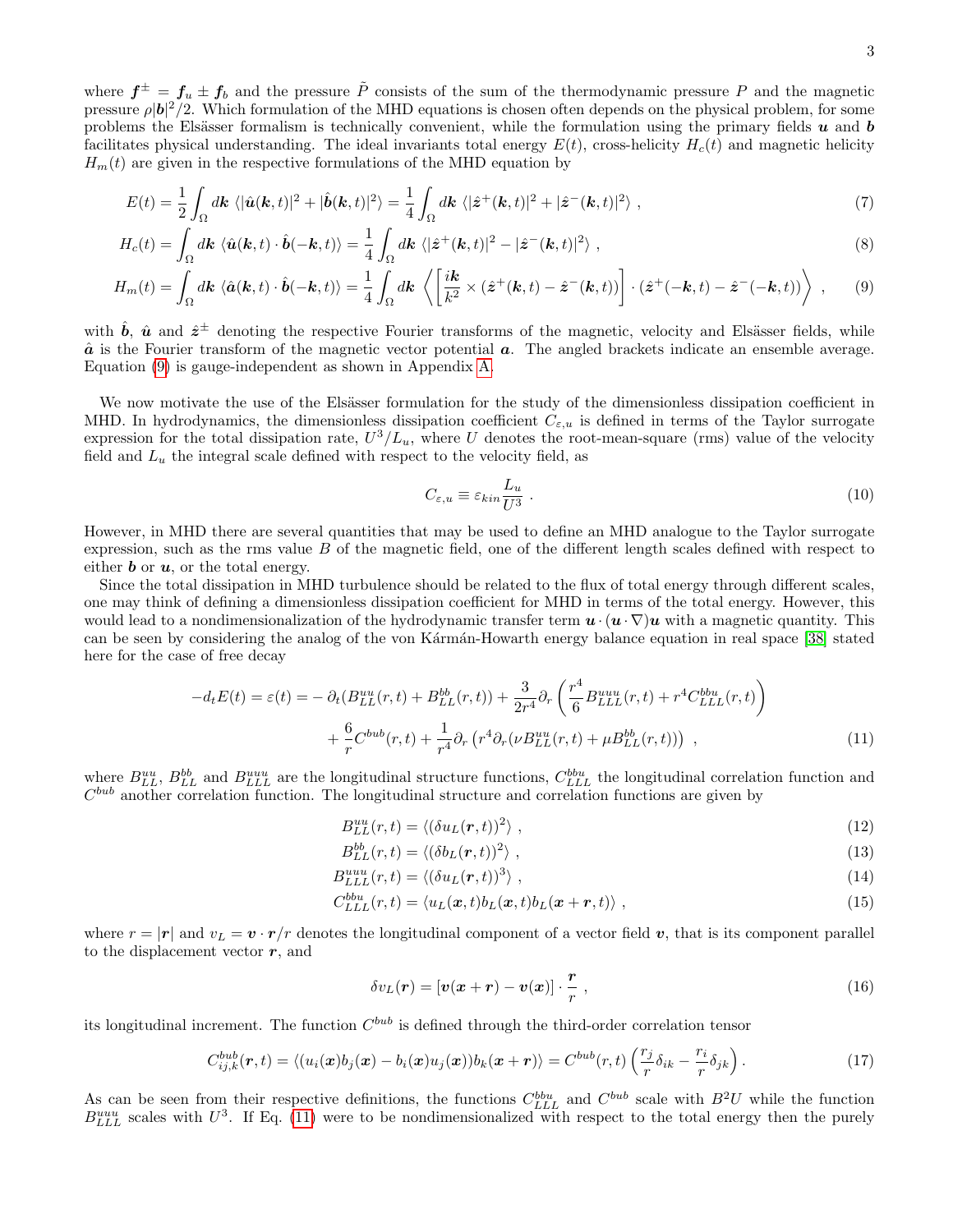where $\boldsymbol{f}^{\pm} = \boldsymbol{f}_u \pm \boldsymbol{f}_b$ and the pressure $\tilde{P}$ consists of the sum of the thermodynamic pressure $P$ and the magnetic pressure $\rho|\boldsymbol{b}|^2/2$. Which formulation of the MHD equations is chosen often depends on the physical problem, for some problems the Elsässer formalism is technically convenient, while the formulation using the primary fields $\boldsymbol{u}$ and $\boldsymbol{b}$ facilitates physical understanding. The ideal invariants total energy $E(t)$, cross-helicity $H_c(t)$ and magnetic helicity $H_m(t)$ are given in the respective formulations of the MHD equation by

$$E(t) = \frac{1}{2}\int_{\Omega} d\boldsymbol{k}\ \langle |\hat{\boldsymbol{u}}(\boldsymbol{k},t)|^2 + |\hat{\boldsymbol{b}}(\boldsymbol{k},t)|^2\rangle = \frac{1}{4}\int_{\Omega} d\boldsymbol{k}\ \langle |\hat{\boldsymbol{z}}^{+}(\boldsymbol{k},t)|^2 + |\hat{\boldsymbol{z}}^{-}(\boldsymbol{k},t)|^2\rangle \ , \tag{7}$$

$$H_c(t) = \int_{\Omega} d\boldsymbol{k}\ \langle \hat{\boldsymbol{u}}(\boldsymbol{k},t)\cdot\hat{\boldsymbol{b}}(-\boldsymbol{k},t)\rangle = \frac{1}{4}\int_{\Omega} d\boldsymbol{k}\ \langle |\hat{\boldsymbol{z}}^{+}(\boldsymbol{k},t)|^2 - |\hat{\boldsymbol{z}}^{-}(\boldsymbol{k},t)|^2\rangle \ , \tag{8}$$

$$H_m(t) = \int_{\Omega} d\boldsymbol{k}\ \langle \hat{\boldsymbol{a}}(\boldsymbol{k},t)\cdot\hat{\boldsymbol{b}}(-\boldsymbol{k},t)\rangle = \frac{1}{4}\int_{\Omega} d\boldsymbol{k}\ \left\langle \left[\frac{i\boldsymbol{k}}{k^2}\times(\hat{\boldsymbol{z}}^{+}(\boldsymbol{k},t) - \hat{\boldsymbol{z}}^{-}(\boldsymbol{k},t))\right]\cdot(\hat{\boldsymbol{z}}^{+}(-\boldsymbol{k},t) - \hat{\boldsymbol{z}}^{-}(-\boldsymbol{k},t))\right\rangle \ , \tag{9}$$

with $\hat{\boldsymbol{b}}$, $\hat{\boldsymbol{u}}$ and $\hat{\boldsymbol{z}}^{\pm}$ denoting the respective Fourier transforms of the magnetic, velocity and Elsässer fields, while $\hat{\boldsymbol{a}}$ is the Fourier transform of the magnetic vector potential $\boldsymbol{a}$. The angled brackets indicate an ensemble average. Equation (9) is gauge-independent as shown in Appendix A.

We now motivate the use of the Elsässer formulation for the study of the dimensionless dissipation coefficient in MHD. In hydrodynamics, the dimensionless dissipation coefficient $C_{\varepsilon,u}$ is defined in terms of the Taylor surrogate expression for the total dissipation rate, $U^3/L_u$, where $U$ denotes the root-mean-square (rms) value of the velocity field and $L_u$ the integral scale defined with respect to the velocity field, as

$$C_{\varepsilon,u} \equiv \varepsilon_{kin}\frac{L_u}{U^3} \ . \tag{10}$$

However, in MHD there are several quantities that may be used to define an MHD analogue to the Taylor surrogate expression, such as the rms value $B$ of the magnetic field, one of the different length scales defined with respect to either $\boldsymbol{b}$ or $\boldsymbol{u}$, or the total energy.

Since the total dissipation in MHD turbulence should be related to the flux of total energy through different scales, one may think of defining a dimensionless dissipation coefficient for MHD in terms of the total energy. However, this would lead to a nondimensionalization of the hydrodynamic transfer term $\boldsymbol{u}\cdot(\boldsymbol{u}\cdot\nabla)\boldsymbol{u}$ with a magnetic quantity. This can be seen by considering the analog of the von Kármán-Howarth energy balance equation in real space [38] stated here for the case of free decay

$$\begin{aligned}-d_tE(t) = \varepsilon(t) = &-\partial_t(B^{uu}_{LL}(r,t) + B^{bb}_{LL}(r,t)) + \frac{3}{2r^4}\partial_r\left(\frac{r^4}{6}B^{uuu}_{LLL}(r,t) + r^4 C^{bbu}_{LLL}(r,t)\right) \\ &+ \frac{6}{r}C^{bub}(r,t) + \frac{1}{r^4}\partial_r\left(r^4\partial_r(\nu B^{uu}_{LL}(r,t) + \mu B^{bb}_{LL}(r,t))\right) \ ,\end{aligned} \tag{11}$$

where $B^{uu}_{LL}$, $B^{bb}_{LL}$ and $B^{uuu}_{LLL}$ are the longitudinal structure functions, $C^{bbu}_{LLL}$ the longitudinal correlation function and $C^{bub}$ another correlation function. The longitudinal structure and correlation functions are given by

$$B^{uu}_{LL}(r,t) = \langle(\delta u_L(\boldsymbol{r},t))^2\rangle \ , \tag{12}$$

$$B^{bb}_{LL}(r,t) = \langle(\delta b_L(\boldsymbol{r},t))^2\rangle \ , \tag{13}$$

$$B^{uuu}_{LLL}(r,t) = \langle(\delta u_L(\boldsymbol{r},t))^3\rangle \ , \tag{14}$$

$$C^{bbu}_{LLL}(r,t) = \langle u_L(\boldsymbol{x},t)b_L(\boldsymbol{x},t)b_L(\boldsymbol{x}+\boldsymbol{r},t)\rangle \ , \tag{15}$$

where $r = |\boldsymbol{r}|$ and $v_L = \boldsymbol{v}\cdot\boldsymbol{r}/r$ denotes the longitudinal component of a vector field $\boldsymbol{v}$, that is its component parallel to the displacement vector $\boldsymbol{r}$, and

$$\delta v_L(\boldsymbol{r}) = [\boldsymbol{v}(\boldsymbol{x}+\boldsymbol{r}) - \boldsymbol{v}(\boldsymbol{x})]\cdot\frac{\boldsymbol{r}}{r} \ , \tag{16}$$

its longitudinal increment. The function $C^{bub}$ is defined through the third-order correlation tensor

$$C^{bub}_{ij,k}(\boldsymbol{r},t) = \langle(u_i(\boldsymbol{x})b_j(\boldsymbol{x}) - b_i(\boldsymbol{x})u_j(\boldsymbol{x}))b_k(\boldsymbol{x}+\boldsymbol{r})\rangle = C^{bub}(r,t)\left(\frac{r_j}{r}\delta_{ik} - \frac{r_i}{r}\delta_{jk}\right). \tag{17}$$

As can be seen from their respective definitions, the functions $C^{bbu}_{LLL}$ and $C^{bub}$ scale with $B^2U$ while the function $B^{uuu}_{LLL}$ scales with $U^3$. If Eq. (11) were to be nondimensionalized with respect to the total energy then the purely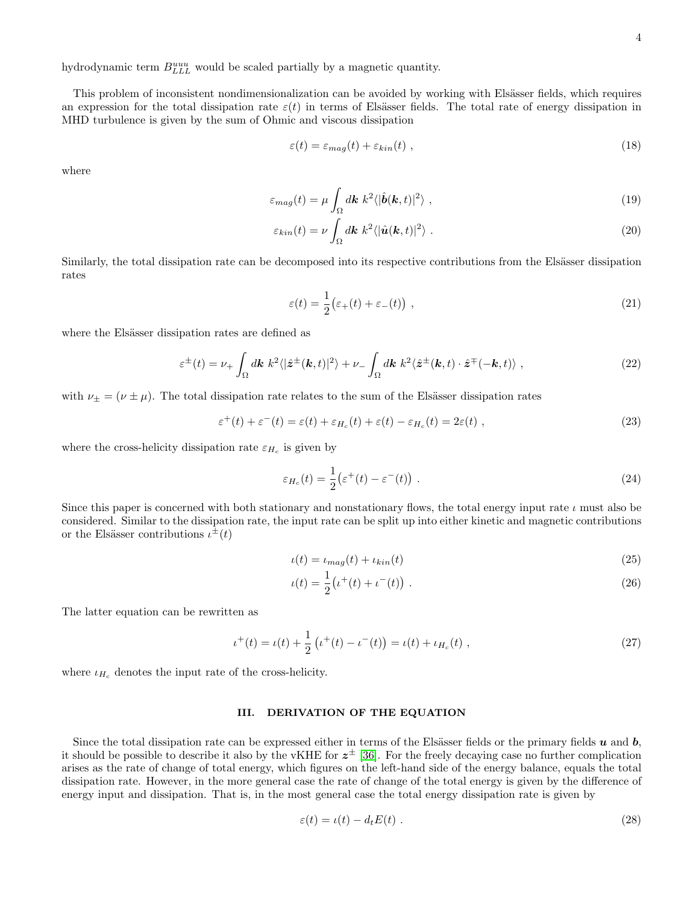hydrodynamic term $B_{LLL}^{uuu}$ would be scaled partially by a magnetic quantity.

This problem of inconsistent nondimensionalization can be avoided by working with Elsässer fields, which requires an expression for the total dissipation rate $\varepsilon(t)$ in terms of Elsässer fields. The total rate of energy dissipation in MHD turbulence is given by the sum of Ohmic and viscous dissipation

$$
\varepsilon(t) = \varepsilon_{mag}(t) + \varepsilon_{kin}(t) \ , \tag{18}
$$

where

$$
\varepsilon_{mag}(t) = \mu \int_{\Omega} d\boldsymbol{k} \ k^2 \langle |\hat{\boldsymbol{b}}(\boldsymbol{k},t)|^2 \rangle \ , \tag{19}
$$

$$
\varepsilon_{kin}(t) = \nu \int_{\Omega} d\boldsymbol{k} \ k^2 \langle |\hat{\boldsymbol{u}}(\boldsymbol{k},t)|^2 \rangle \ . \tag{20}
$$

Similarly, the total dissipation rate can be decomposed into its respective contributions from the Elsässer dissipation rates

$$
\varepsilon(t) = \frac{1}{2}\big(\varepsilon_+(t) + \varepsilon_-(t)\big) \ , \tag{21}
$$

where the Elsässer dissipation rates are defined as

$$
\varepsilon^{\pm}(t) = \nu_+ \int_{\Omega} d\boldsymbol{k} \ k^2 \langle |\hat{\boldsymbol{z}}^{\pm}(\boldsymbol{k},t)|^2 \rangle + \nu_- \int_{\Omega} d\boldsymbol{k} \ k^2 \langle \hat{\boldsymbol{z}}^{\pm}(\boldsymbol{k},t) \cdot \hat{\boldsymbol{z}}^{\mp}(-\boldsymbol{k},t) \rangle \ , \tag{22}
$$

with $\nu_\pm = (\nu \pm \mu)$. The total dissipation rate relates to the sum of the Elsässer dissipation rates

$$
\varepsilon^+(t) + \varepsilon^-(t) = \varepsilon(t) + \varepsilon_{H_c}(t) + \varepsilon(t) - \varepsilon_{H_c}(t) = 2\varepsilon(t) \ , \tag{23}
$$

where the cross-helicity dissipation rate $\varepsilon_{H_c}$ is given by

$$
\varepsilon_{H_c}(t) = \frac{1}{2}\big(\varepsilon^+(t) - \varepsilon^-(t)\big) \ . \tag{24}
$$

Since this paper is concerned with both stationary and nonstationary flows, the total energy input rate $\iota$ must also be considered. Similar to the dissipation rate, the input rate can be split up into either kinetic and magnetic contributions or the Elsässer contributions $\iota^{\pm}(t)$

$$
\iota(t) = \iota_{mag}(t) + \iota_{kin}(t) \tag{25}
$$

$$
\iota(t) = \frac{1}{2}\big(\iota^+(t) + \iota^-(t)\big) \ . \tag{26}
$$

The latter equation can be rewritten as

$$
\iota^+(t) = \iota(t) + \frac{1}{2}\left(\iota^+(t) - \iota^-(t)\right) = \iota(t) + \iota_{H_c}(t) \ , \tag{27}
$$

where $\iota_{H_c}$ denotes the input rate of the cross-helicity.

## III. DERIVATION OF THE EQUATION

Since the total dissipation rate can be expressed either in terms of the Elsässer fields or the primary fields $\boldsymbol{u}$ and $\boldsymbol{b}$, it should be possible to describe it also by the vKHE for $\boldsymbol{z}^{\pm}$ [36]. For the freely decaying case no further complication arises as the rate of change of total energy, which figures on the left-hand side of the energy balance, equals the total dissipation rate. However, in the more general case the rate of change of the total energy is given by the difference of energy input and dissipation. That is, in the most general case the total energy dissipation rate is given by

$$
\varepsilon(t) = \iota(t) - d_t E(t) \ . \tag{28}
$$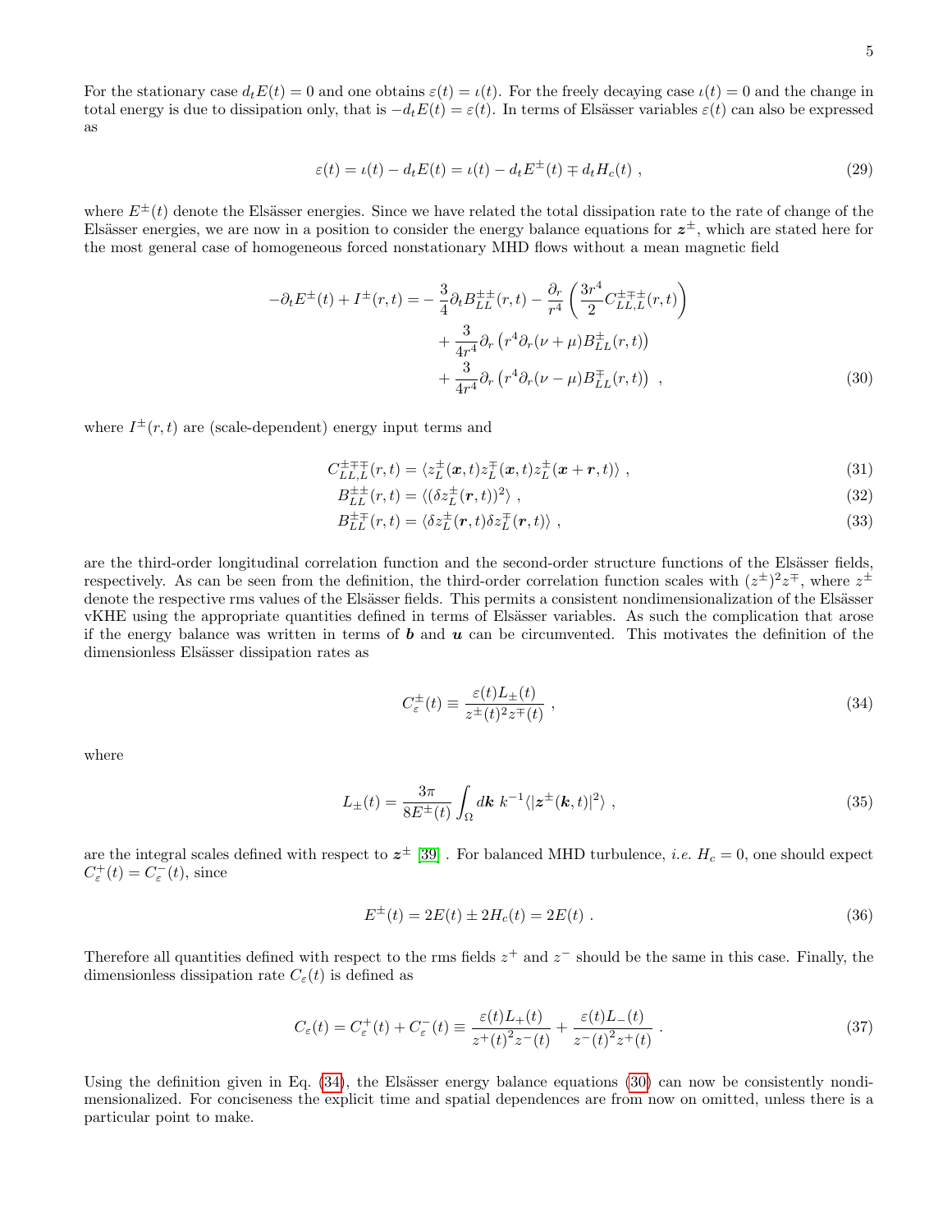For the stationary case $d_t E(t) = 0$ and one obtains $\varepsilon(t) = \iota(t)$. For the freely decaying case $\iota(t) = 0$ and the change in total energy is due to dissipation only, that is $-d_t E(t) = \varepsilon(t)$. In terms of Elsässer variables $\varepsilon(t)$ can also be expressed as

$$
\varepsilon(t) = \iota(t) - d_t E(t) = \iota(t) - d_t E^{\pm}(t) \mp d_t H_c(t) \ , \tag{29}
$$

where $E^{\pm}(t)$ denote the Elsässer energies. Since we have related the total dissipation rate to the rate of change of the Elsässer energies, we are now in a position to consider the energy balance equations for $\boldsymbol{z}^{\pm}$, which are stated here for the most general case of homogeneous forced nonstationary MHD flows without a mean magnetic field

$$
\begin{aligned}
-\partial_t E^{\pm}(t) + I^{\pm}(r,t) = & -\frac{3}{4}\partial_t B_{LL}^{\pm\pm}(r,t) - \frac{\partial_r}{r^4}\left(\frac{3r^4}{2} C_{LL,L}^{\pm\mp\pm}(r,t)\right) \\
& + \frac{3}{4r^4}\partial_r\left(r^4 \partial_r (\nu+\mu) B_{LL}^{\pm}(r,t)\right) \\
& + \frac{3}{4r^4}\partial_r\left(r^4 \partial_r (\nu-\mu) B_{LL}^{\mp}(r,t)\right) \ ,
\end{aligned} \tag{30}
$$

where $I^{\pm}(r,t)$ are (scale-dependent) energy input terms and

$$
C_{LL,L}^{\pm\mp\mp}(r,t) = \langle z_L^{\pm}(\boldsymbol{x},t) z_L^{\mp}(\boldsymbol{x},t) z_L^{\pm}(\boldsymbol{x}+\boldsymbol{r},t)\rangle \ , \tag{31}
$$

$$
B_{LL}^{\pm\pm}(r,t) = \langle(\delta z_L^{\pm}(\boldsymbol{r},t))^2\rangle \ , \tag{32}
$$

$$
B_{LL}^{\pm\mp}(r,t) = \langle \delta z_L^{\pm}(\boldsymbol{r},t) \delta z_L^{\mp}(\boldsymbol{r},t)\rangle \ , \tag{33}
$$

are the third-order longitudinal correlation function and the second-order structure functions of the Elsässer fields, respectively. As can be seen from the definition, the third-order correlation function scales with $(z^{\pm})^2 z^{\mp}$, where $z^{\pm}$ denote the respective rms values of the Elsässer fields. This permits a consistent nondimensionalization of the Elsässer vKHE using the appropriate quantities defined in terms of Elsässer variables. As such the complication that arose if the energy balance was written in terms of $\boldsymbol{b}$ and $\boldsymbol{u}$ can be circumvented. This motivates the definition of the dimensionless Elsässer dissipation rates as

$$
C_{\varepsilon}^{\pm}(t) \equiv \frac{\varepsilon(t) L_{\pm}(t)}{z^{\pm}(t)^2 z^{\mp}(t)} \ , \tag{34}
$$

where

$$
L_{\pm}(t) = \frac{3\pi}{8E^{\pm}(t)} \int_{\Omega} d\boldsymbol{k} \ k^{-1} \langle |\boldsymbol{z}^{\pm}(\boldsymbol{k},t)|^2\rangle \ , \tag{35}
$$

are the integral scales defined with respect to $\boldsymbol{z}^{\pm}$ [39] . For balanced MHD turbulence, *i.e.* $H_c = 0$, one should expect $C_{\varepsilon}^{+}(t) = C_{\varepsilon}^{-}(t)$, since

$$
E^{\pm}(t) = 2E(t) \pm 2H_c(t) = 2E(t) \ . \tag{36}
$$

Therefore all quantities defined with respect to the rms fields $z^{+}$ and $z^{-}$ should be the same in this case. Finally, the dimensionless dissipation rate $C_{\varepsilon}(t)$ is defined as

$$
C_{\varepsilon}(t) = C_{\varepsilon}^{+}(t) + C_{\varepsilon}^{-}(t) \equiv \frac{\varepsilon(t) L_{+}(t)}{z^{+}(t)^2 z^{-}(t)} + \frac{\varepsilon(t) L_{-}(t)}{z^{-}(t)^2 z^{+}(t)} \ . \tag{37}
$$

Using the definition given in Eq. (34), the Elsässer energy balance equations (30) can now be consistently nondimensionalized. For conciseness the explicit time and spatial dependences are from now on omitted, unless there is a particular point to make.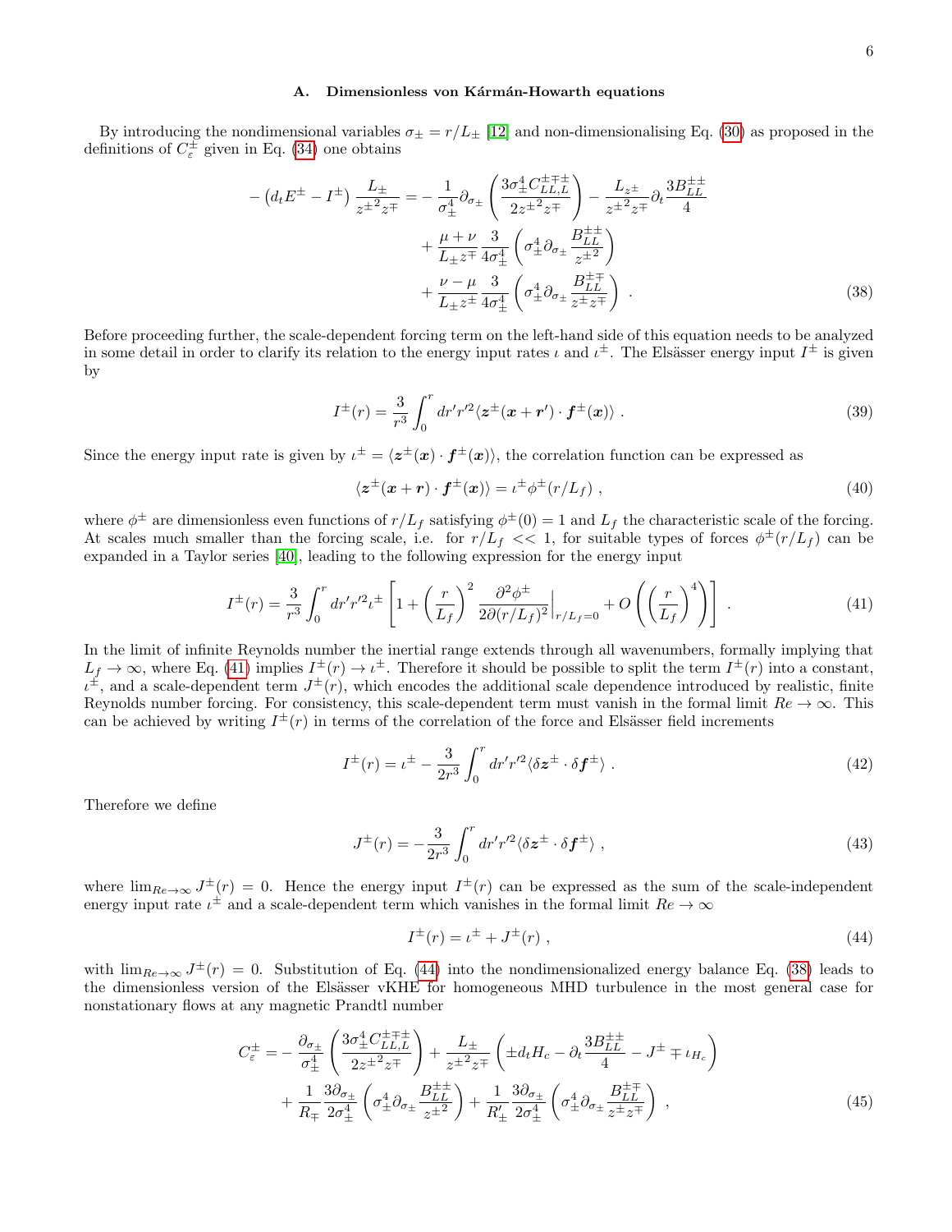### A. Dimensionless von Kármán-Howarth equations

By introducing the nondimensional variables $\sigma_\pm = r/L_\pm$ [12] and non-dimensionalising Eq. (30) as proposed in the definitions of $C_\varepsilon^\pm$ given in Eq. (34) one obtains

$$
\begin{aligned}
-\left(d_t E^\pm - I^\pm\right)\frac{L_\pm}{{z^\pm}^2 z^\mp} = &-\frac{1}{\sigma_\pm^4}\partial_{\sigma_\pm}\left(\frac{3\sigma_\pm^4 C_{LL,L}^{\pm\mp\pm}}{2{z^\pm}^2 z^\mp}\right) - \frac{L_{z^\pm}}{{z^\pm}^2 z^\mp}\partial_t \frac{3B_{LL}^{\pm\pm}}{4} \\
&+ \frac{\mu+\nu}{L_\pm z^\mp}\frac{3}{4\sigma_\pm^4}\left(\sigma_\pm^4 \partial_{\sigma_\pm}\frac{B_{LL}^{\pm\pm}}{{z^\pm}^2}\right) \\
&+ \frac{\nu-\mu}{L_\pm z^\pm}\frac{3}{4\sigma_\pm^4}\left(\sigma_\pm^4 \partial_{\sigma_\pm}\frac{B_{LL}^{\pm\mp}}{z^\pm z^\mp}\right) \ . 
\end{aligned}
\tag{38}
$$

Before proceeding further, the scale-dependent forcing term on the left-hand side of this equation needs to be analyzed in some detail in order to clarify its relation to the energy input rates $\iota$ and $\iota^\pm$. The Elsässer energy input $I^\pm$ is given by

$$
I^\pm(r) = \frac{3}{r^3}\int_0^r dr' r'^2 \langle \boldsymbol{z}^\pm(\boldsymbol{x}+\boldsymbol{r}') \cdot \boldsymbol{f}^\pm(\boldsymbol{x})\rangle \ . \tag{39}
$$

Since the energy input rate is given by $\iota^\pm = \langle \boldsymbol{z}^\pm(\boldsymbol{x}) \cdot \boldsymbol{f}^\pm(\boldsymbol{x})\rangle$, the correlation function can be expressed as

$$
\langle \boldsymbol{z}^\pm(\boldsymbol{x}+\boldsymbol{r}) \cdot \boldsymbol{f}^\pm(\boldsymbol{x})\rangle = \iota^\pm \phi^\pm(r/L_f) \ , \tag{40}
$$

where $\phi^\pm$ are dimensionless even functions of $r/L_f$ satisfying $\phi^\pm(0) = 1$ and $L_f$ the characteristic scale of the forcing. At scales much smaller than the forcing scale, i.e. for $r/L_f << 1$, for suitable types of forces $\phi^\pm(r/L_f)$ can be expanded in a Taylor series [40], leading to the following expression for the energy input

$$
I^\pm(r) = \frac{3}{r^3}\int_0^r dr' r'^2 \iota^\pm \left[1 + \left(\frac{r}{L_f}\right)^2 \frac{\partial^2 \phi^\pm}{2\partial(r/L_f)^2}\Big|_{r/L_f=0} + O\left(\left(\frac{r}{L_f}\right)^4\right)\right] \ . \tag{41}
$$

In the limit of infinite Reynolds number the inertial range extends through all wavenumbers, formally implying that $L_f \to \infty$, where Eq. (41) implies $I^\pm(r) \to \iota^\pm$. Therefore it should be possible to split the term $I^\pm(r)$ into a constant, $\iota^\pm$, and a scale-dependent term $J^\pm(r)$, which encodes the additional scale dependence introduced by realistic, finite Reynolds number forcing. For consistency, this scale-dependent term must vanish in the formal limit $Re \to \infty$. This can be achieved by writing $I^\pm(r)$ in terms of the correlation of the force and Elsässer field increments

$$
I^\pm(r) = \iota^\pm - \frac{3}{2r^3}\int_0^r dr' r'^2 \langle \delta \boldsymbol{z}^\pm \cdot \delta \boldsymbol{f}^\pm \rangle \ . \tag{42}
$$

Therefore we define

$$
J^\pm(r) = -\frac{3}{2r^3}\int_0^r dr' r'^2 \langle \delta \boldsymbol{z}^\pm \cdot \delta \boldsymbol{f}^\pm \rangle \ , \tag{43}
$$

where $\lim_{Re\to\infty} J^\pm(r) = 0$. Hence the energy input $I^\pm(r)$ can be expressed as the sum of the scale-independent energy input rate $\iota^\pm$ and a scale-dependent term which vanishes in the formal limit $Re \to \infty$

$$
I^\pm(r) = \iota^\pm + J^\pm(r) \ , \tag{44}
$$

with $\lim_{Re\to\infty} J^\pm(r) = 0$. Substitution of Eq. (44) into the nondimensionalized energy balance Eq. (38) leads to the dimensionless version of the Elsässer vKHE for homogeneous MHD turbulence in the most general case for nonstationary flows at any magnetic Prandtl number

$$
\begin{aligned}
C_\varepsilon^\pm = &-\frac{\partial_{\sigma_\pm}}{\sigma_\pm^4}\left(\frac{3\sigma_\pm^4 C_{LL,L}^{\pm\mp\pm}}{2{z^\pm}^2 z^\mp}\right) + \frac{L_\pm}{{z^\pm}^2 z^\mp}\left(\pm d_t H_c - \partial_t \frac{3B_{LL}^{\pm\pm}}{4} - J^\pm \mp \iota_{H_c}\right) \\
&+ \frac{1}{R_\mp}\frac{3\partial_{\sigma_\pm}}{2\sigma_\pm^4}\left(\sigma_\pm^4 \partial_{\sigma_\pm}\frac{B_{LL}^{\pm\pm}}{{z^\pm}^2}\right) + \frac{1}{R'_\pm}\frac{3\partial_{\sigma_\pm}}{2\sigma_\pm^4}\left(\sigma_\pm^4 \partial_{\sigma_\pm}\frac{B_{LL}^{\pm\mp}}{z^\pm z^\mp}\right) \ , 
\end{aligned}
\tag{45}
$$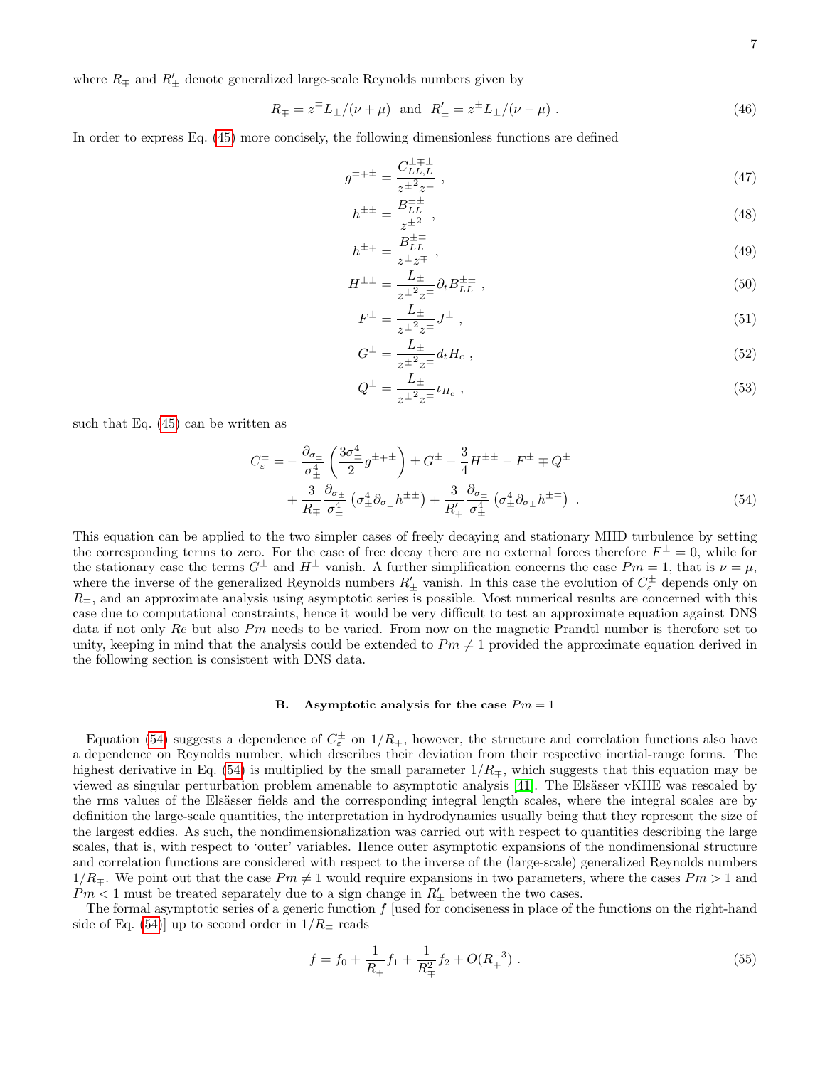where $R_\mp$ and $R'_\pm$ denote generalized large-scale Reynolds numbers given by

$$R_\mp = z^\mp L_\pm/(\nu+\mu) \;\; \text{and} \;\; R'_\pm = z^\pm L_\pm/(\nu-\mu) \; . \tag{46}$$

In order to express Eq. (45) more concisely, the following dimensionless functions are defined

$$g^{\pm\mp\pm} = \frac{C^{\pm\mp\pm}_{LL,L}}{{z^\pm}^2 z^\mp} \; , \tag{47}$$

$$h^{\pm\pm} = \frac{B^{\pm\pm}_{LL}}{{z^\pm}^2} \; , \tag{48}$$

$$h^{\pm\mp} = \frac{B^{\pm\mp}_{LL}}{z^\pm z^\mp} \; , \tag{49}$$

$$H^{\pm\pm} = \frac{L_\pm}{{z^\pm}^2 z^\mp} \partial_t B^{\pm\pm}_{LL} \; , \tag{50}$$

$$F^\pm = \frac{L_\pm}{{z^\pm}^2 z^\mp} J^\pm \; , \tag{51}$$

$$G^\pm = \frac{L_\pm}{{z^\pm}^2 z^\mp} d_t H_c \; , \tag{52}$$

$$Q^\pm = \frac{L_\pm}{{z^\pm}^2 z^\mp} \iota_{H_c} \; , \tag{53}$$

such that Eq. (45) can be written as

$$\begin{aligned} C^\pm_\varepsilon = &-\frac{\partial_{\sigma_\pm}}{\sigma^4_\pm}\left(\frac{3\sigma^4_\pm}{2} g^{\pm\mp\pm}\right) \pm G^\pm - \frac{3}{4}H^{\pm\pm} - F^\pm \mp Q^\pm \\ &+ \frac{3}{R_\mp}\frac{\partial_{\sigma_\pm}}{\sigma^4_\pm}\left(\sigma^4_\pm \partial_{\sigma_\pm} h^{\pm\pm}\right) + \frac{3}{R'_\mp}\frac{\partial_{\sigma_\pm}}{\sigma^4_\pm}\left(\sigma^4_\pm \partial_{\sigma_\pm} h^{\pm\mp}\right) \; . \end{aligned} \tag{54}$$

This equation can be applied to the two simpler cases of freely decaying and stationary MHD turbulence by setting the corresponding terms to zero. For the case of free decay there are no external forces therefore $F^\pm = 0$, while for the stationary case the terms $G^\pm$ and $H^\pm$ vanish. A further simplification concerns the case $Pm = 1$, that is $\nu = \mu$, where the inverse of the generalized Reynolds numbers $R'_\pm$ vanish. In this case the evolution of $C^\pm_\varepsilon$ depends only on $R_\mp$, and an approximate analysis using asymptotic series is possible. Most numerical results are concerned with this case due to computational constraints, hence it would be very difficult to test an approximate equation against DNS data if not only $Re$ but also $Pm$ needs to be varied. From now on the magnetic Prandtl number is therefore set to unity, keeping in mind that the analysis could be extended to $Pm \neq 1$ provided the approximate equation derived in the following section is consistent with DNS data.

### B. Asymptotic analysis for the case $Pm = 1$

Equation (54) suggests a dependence of $C^\pm_\varepsilon$ on $1/R_\mp$, however, the structure and correlation functions also have a dependence on Reynolds number, which describes their deviation from their respective inertial-range forms. The highest derivative in Eq. (54) is multiplied by the small parameter $1/R_\mp$, which suggests that this equation may be viewed as singular perturbation problem amenable to asymptotic analysis [41]. The Elsässer vKHE was rescaled by the rms values of the Elsässer fields and the corresponding integral length scales, where the integral scales are by definition the large-scale quantities, the interpretation in hydrodynamics usually being that they represent the size of the largest eddies. As such, the nondimensionalization was carried out with respect to quantities describing the large scales, that is, with respect to 'outer' variables. Hence outer asymptotic expansions of the nondimensional structure and correlation functions are considered with respect to the inverse of the (large-scale) generalized Reynolds numbers $1/R_\mp$. We point out that the case $Pm \neq 1$ would require expansions in two parameters, where the cases $Pm > 1$ and $Pm < 1$ must be treated separately due to a sign change in $R'_\pm$ between the two cases.

The formal asymptotic series of a generic function $f$ [used for conciseness in place of the functions on the right-hand side of Eq. (54)] up to second order in $1/R_\mp$ reads

$$f = f_0 + \frac{1}{R_\mp} f_1 + \frac{1}{R^2_\mp} f_2 + O(R^{-3}_\mp) \; . \tag{55}$$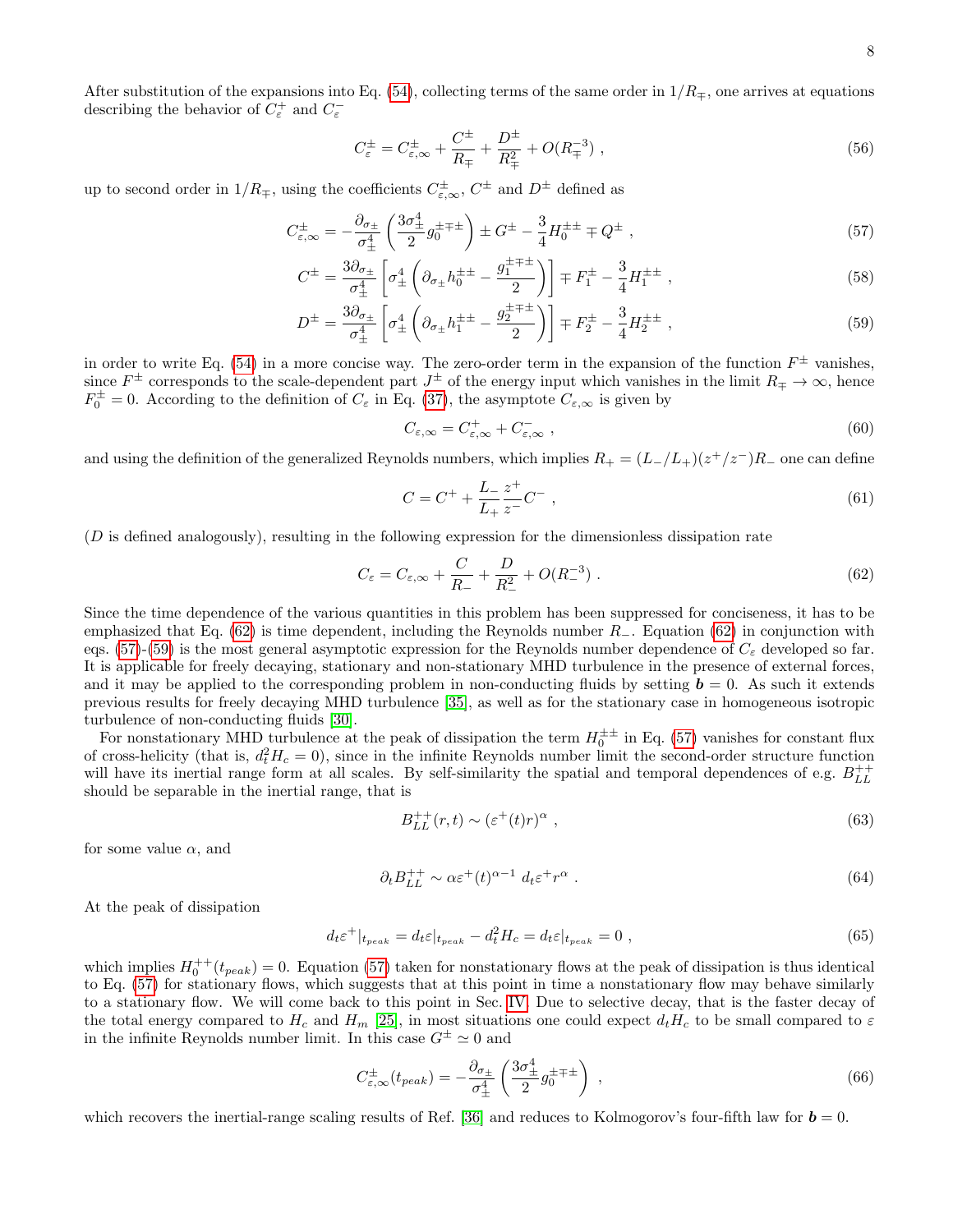After substitution of the expansions into Eq. (54), collecting terms of the same order in $1/R_\mp$, one arrives at equations describing the behavior of $C_\varepsilon^+$ and $C_\varepsilon^-$

$$
C_\varepsilon^\pm = C_{\varepsilon,\infty}^\pm + \frac{C^\pm}{R_\mp} + \frac{D^\pm}{R_\mp^2} + O(R_\mp^{-3}) \ , \tag{56}
$$

up to second order in $1/R_\mp$, using the coefficients $C_{\varepsilon,\infty}^\pm$, $C^\pm$ and $D^\pm$ defined as

$$
C_{\varepsilon,\infty}^\pm = -\frac{\partial_{\sigma_\pm}}{\sigma_\pm^4}\left(\frac{3\sigma_\pm^4}{2} g_0^{\pm\mp\pm}\right) \pm G^\pm - \frac{3}{4} H_0^{\pm\pm} \mp Q^\pm \ , \tag{57}
$$

$$
C^\pm = \frac{3\partial_{\sigma_\pm}}{\sigma_\pm^4}\left[\sigma_\pm^4\left(\partial_{\sigma_\pm} h_0^{\pm\pm} - \frac{g_1^{\pm\mp\pm}}{2}\right)\right] \mp F_1^\pm - \frac{3}{4} H_1^{\pm\pm} \ , \tag{58}
$$

$$
D^\pm = \frac{3\partial_{\sigma_\pm}}{\sigma_\pm^4}\left[\sigma_\pm^4\left(\partial_{\sigma_\pm} h_1^{\pm\pm} - \frac{g_2^{\pm\mp\pm}}{2}\right)\right] \mp F_2^\pm - \frac{3}{4} H_2^{\pm\pm} \ , \tag{59}
$$

in order to write Eq. (54) in a more concise way. The zero-order term in the expansion of the function $F^\pm$ vanishes, since $F^\pm$ corresponds to the scale-dependent part $J^\pm$ of the energy input which vanishes in the limit $R_\mp \to \infty$, hence $F_0^\pm = 0$. According to the definition of $C_\varepsilon$ in Eq. (37), the asymptote $C_{\varepsilon,\infty}$ is given by

$$
C_{\varepsilon,\infty} = C_{\varepsilon,\infty}^+ + C_{\varepsilon,\infty}^- \ , \tag{60}
$$

and using the definition of the generalized Reynolds numbers, which implies $R_+ = (L_-/L_+)(z^+/z^-)R_-$ one can define

$$
C = C^+ + \frac{L_-}{L_+}\frac{z^+}{z^-} C^- \ , \tag{61}
$$

($D$ is defined analogously), resulting in the following expression for the dimensionless dissipation rate

$$
C_\varepsilon = C_{\varepsilon,\infty} + \frac{C}{R_-} + \frac{D}{R_-^2} + O(R_-^{-3}) \ . \tag{62}
$$

Since the time dependence of the various quantities in this problem has been suppressed for conciseness, it has to be emphasized that Eq. (62) is time dependent, including the Reynolds number $R_-$. Equation (62) in conjunction with eqs. (57)-(59) is the most general asymptotic expression for the Reynolds number dependence of $C_\varepsilon$ developed so far. It is applicable for freely decaying, stationary and non-stationary MHD turbulence in the presence of external forces, and it may be applied to the corresponding problem in non-conducting fluids by setting $\boldsymbol{b} = 0$. As such it extends previous results for freely decaying MHD turbulence [35], as well as for the stationary case in homogeneous isotropic turbulence of non-conducting fluids [30].

For nonstationary MHD turbulence at the peak of dissipation the term $H_0^{\pm\pm}$ in Eq. (57) vanishes for constant flux of cross-helicity (that is, $d_t^2 H_c = 0$), since in the infinite Reynolds number limit the second-order structure function will have its inertial range form at all scales. By self-similarity the spatial and temporal dependences of e.g. $B_{LL}^{++}$ should be separable in the inertial range, that is

$$
B_{LL}^{++}(r,t) \sim (\varepsilon^+(t) r)^\alpha \ , \tag{63}
$$

for some value $\alpha$, and

$$
\partial_t B_{LL}^{++} \sim \alpha \varepsilon^+(t)^{\alpha-1} \, d_t\varepsilon^+ r^\alpha \ . \tag{64}
$$

At the peak of dissipation

$$
d_t\varepsilon^+|_{t_{peak}} = d_t\varepsilon|_{t_{peak}} - d_t^2 H_c = d_t\varepsilon|_{t_{peak}} = 0 \ , \tag{65}
$$

which implies $H_0^{++}(t_{peak}) = 0$. Equation (57) taken for nonstationary flows at the peak of dissipation is thus identical to Eq. (57) for stationary flows, which suggests that at this point in time a nonstationary flow may behave similarly to a stationary flow. We will come back to this point in Sec. IV. Due to selective decay, that is the faster decay of the total energy compared to $H_c$ and $H_m$ [25], in most situations one could expect $d_t H_c$ to be small compared to $\varepsilon$ in the infinite Reynolds number limit. In this case $G^\pm \simeq 0$ and

$$
C_{\varepsilon,\infty}^\pm(t_{peak}) = -\frac{\partial_{\sigma_\pm}}{\sigma_\pm^4}\left(\frac{3\sigma_\pm^4}{2} g_0^{\pm\mp\pm}\right) \ , \tag{66}
$$

which recovers the inertial-range scaling results of Ref. [36] and reduces to Kolmogorov's four-fifth law for $\boldsymbol{b} = 0$.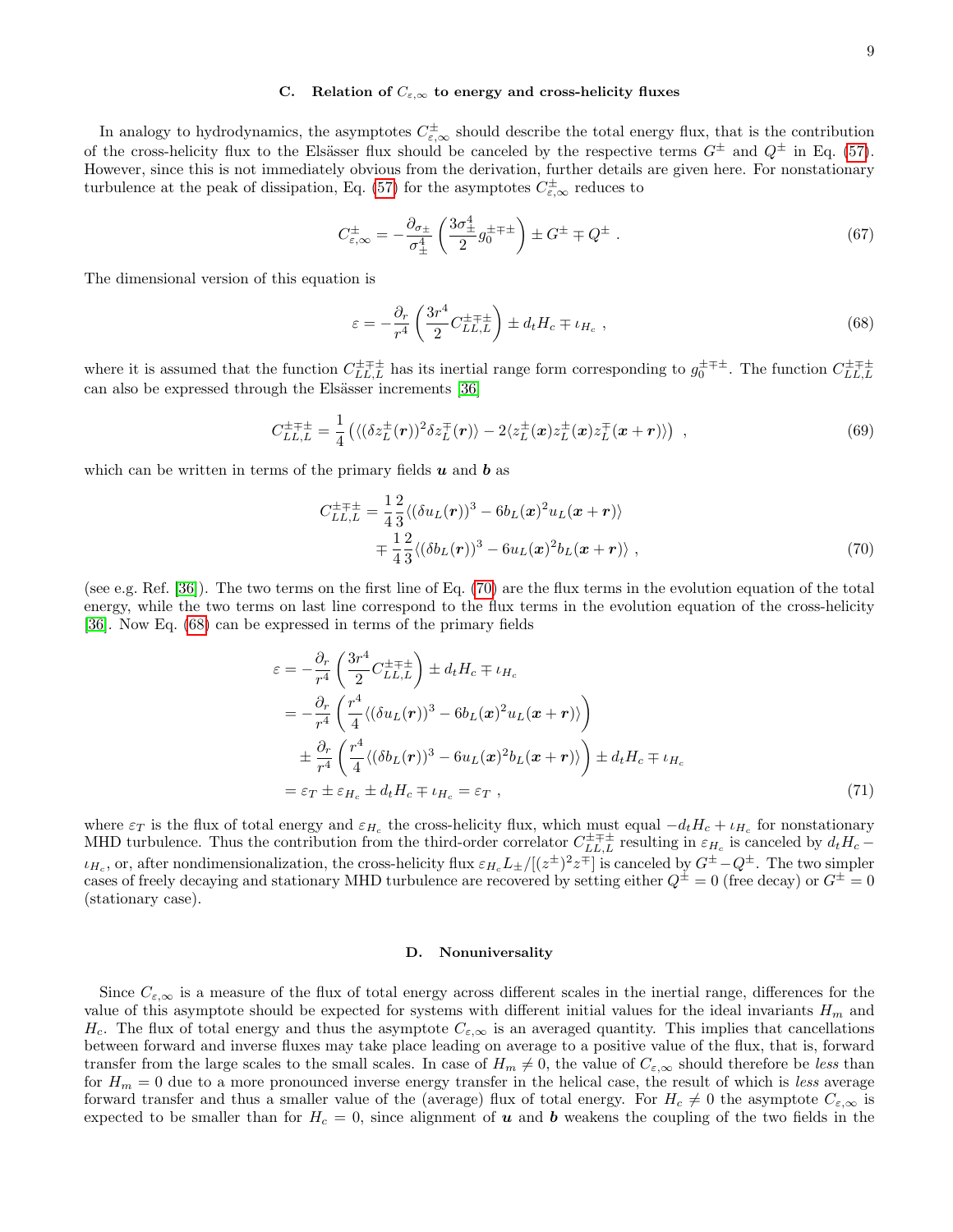### C. Relation of $C_{\varepsilon,\infty}$ to energy and cross-helicity fluxes

In analogy to hydrodynamics, the asymptotes $C^{\pm}_{\varepsilon,\infty}$ should describe the total energy flux, that is the contribution of the cross-helicity flux to the Elsässer flux should be canceled by the respective terms $G^{\pm}$ and $Q^{\pm}$ in Eq. (57). However, since this is not immediately obvious from the derivation, further details are given here. For nonstationary turbulence at the peak of dissipation, Eq. (57) for the asymptotes $C^{\pm}_{\varepsilon,\infty}$ reduces to

$$C^{\pm}_{\varepsilon,\infty} = -\frac{\partial_{\sigma_\pm}}{\sigma_\pm^4}\left(\frac{3\sigma_\pm^4}{2} g_0^{\pm\mp\pm}\right) \pm G^{\pm} \mp Q^{\pm} \ . \tag{67}$$

The dimensional version of this equation is

$$\varepsilon = -\frac{\partial_r}{r^4}\left(\frac{3r^4}{2} C^{\pm\mp\pm}_{LL,L}\right) \pm d_t H_c \mp \iota_{H_c} \ , \tag{68}$$

where it is assumed that the function $C^{\pm\mp\pm}_{LL,L}$ has its inertial range form corresponding to $g_0^{\pm\mp\pm}$. The function $C^{\pm\mp\pm}_{LL,L}$ can also be expressed through the Elsässer increments [36]

$$C^{\pm\mp\pm}_{LL,L} = \frac{1}{4}\left(\langle(\delta z^{\pm}_L(\boldsymbol{r}))^2 \delta z^{\mp}_L(\boldsymbol{r})\rangle - 2\langle z^{\pm}_L(\boldsymbol{x}) z^{\pm}_L(\boldsymbol{x}) z^{\mp}_L(\boldsymbol{x}+\boldsymbol{r})\rangle\right) \ , \tag{69}$$

which can be written in terms of the primary fields $\boldsymbol{u}$ and $\boldsymbol{b}$ as

$$\begin{aligned} C^{\pm\mp\pm}_{LL,L} &= \frac{1}{4}\frac{2}{3}\langle(\delta u_L(\boldsymbol{r}))^3 - 6 b_L(\boldsymbol{x})^2 u_L(\boldsymbol{x}+\boldsymbol{r})\rangle \\ &\mp \frac{1}{4}\frac{2}{3}\langle(\delta b_L(\boldsymbol{r}))^3 - 6 u_L(\boldsymbol{x})^2 b_L(\boldsymbol{x}+\boldsymbol{r})\rangle \ , \end{aligned} \tag{70}$$

(see e.g. Ref. [36]). The two terms on the first line of Eq. (70) are the flux terms in the evolution equation of the total energy, while the two terms on last line correspond to the flux terms in the evolution equation of the cross-helicity [36]. Now Eq. (68) can be expressed in terms of the primary fields

$$\begin{aligned} \varepsilon &= -\frac{\partial_r}{r^4}\left(\frac{3r^4}{2} C^{\pm\mp\pm}_{LL,L}\right) \pm d_t H_c \mp \iota_{H_c} \\ &= -\frac{\partial_r}{r^4}\left(\frac{r^4}{4}\langle(\delta u_L(\boldsymbol{r}))^3 - 6 b_L(\boldsymbol{x})^2 u_L(\boldsymbol{x}+\boldsymbol{r})\rangle\right) \\ &\quad \pm \frac{\partial_r}{r^4}\left(\frac{r^4}{4}\langle(\delta b_L(\boldsymbol{r}))^3 - 6 u_L(\boldsymbol{x})^2 b_L(\boldsymbol{x}+\boldsymbol{r})\rangle\right) \pm d_t H_c \mp \iota_{H_c} \\ &= \varepsilon_T \pm \varepsilon_{H_c} \pm d_t H_c \mp \iota_{H_c} = \varepsilon_T \ , \end{aligned} \tag{71}$$

where $\varepsilon_T$ is the flux of total energy and $\varepsilon_{H_c}$ the cross-helicity flux, which must equal $-d_t H_c + \iota_{H_c}$ for nonstationary MHD turbulence. Thus the contribution from the third-order correlator $C^{\pm\mp\pm}_{LL,L}$ resulting in $\varepsilon_{H_c}$ is canceled by $d_t H_c - \iota_{H_c}$, or, after nondimensionalization, the cross-helicity flux $\varepsilon_{H_c} L_\pm/[(z^{\pm})^2 z^{\mp}]$ is canceled by $G^{\pm} - Q^{\pm}$. The two simpler cases of freely decaying and stationary MHD turbulence are recovered by setting either $Q^{\pm} = 0$ (free decay) or $G^{\pm} = 0$ (stationary case).

### D. Nonuniversality

Since $C_{\varepsilon,\infty}$ is a measure of the flux of total energy across different scales in the inertial range, differences for the value of this asymptote should be expected for systems with different initial values for the ideal invariants $H_m$ and $H_c$. The flux of total energy and thus the asymptote $C_{\varepsilon,\infty}$ is an averaged quantity. This implies that cancellations between forward and inverse fluxes may take place leading on average to a positive value of the flux, that is, forward transfer from the large scales to the small scales. In case of $H_m \neq 0$, the value of $C_{\varepsilon,\infty}$ should therefore be *less* than for $H_m = 0$ due to a more pronounced inverse energy transfer in the helical case, the result of which is *less* average forward transfer and thus a smaller value of the (average) flux of total energy. For $H_c \neq 0$ the asymptote $C_{\varepsilon,\infty}$ is expected to be smaller than for $H_c = 0$, since alignment of $\boldsymbol{u}$ and $\boldsymbol{b}$ weakens the coupling of the two fields in the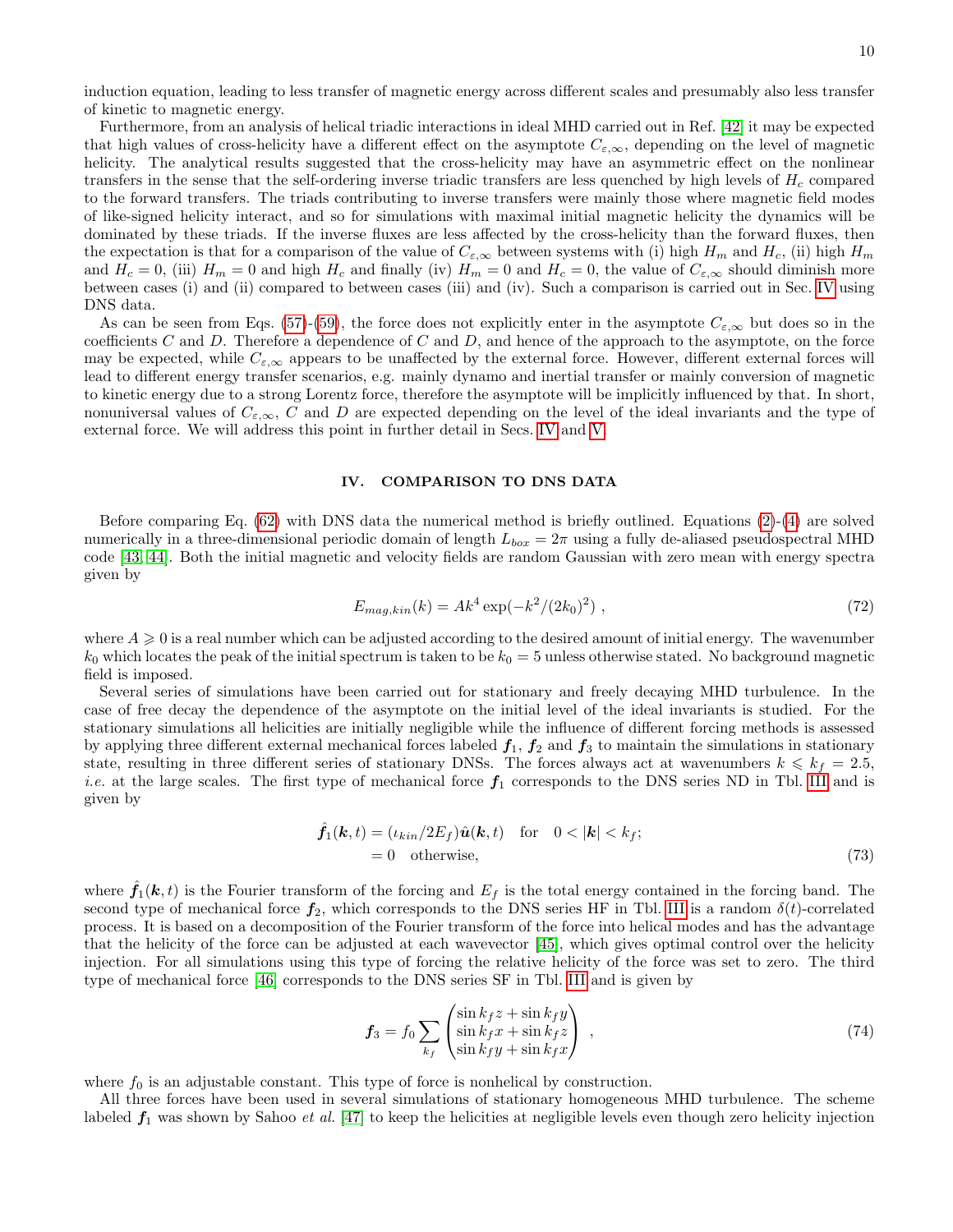induction equation, leading to less transfer of magnetic energy across different scales and presumably also less transfer of kinetic to magnetic energy.

Furthermore, from an analysis of helical triadic interactions in ideal MHD carried out in Ref. [42] it may be expected that high values of cross-helicity have a different effect on the asymptote $C_{\varepsilon,\infty}$, depending on the level of magnetic helicity. The analytical results suggested that the cross-helicity may have an asymmetric effect on the nonlinear transfers in the sense that the self-ordering inverse triadic transfers are less quenched by high levels of $H_c$ compared to the forward transfers. The triads contributing to inverse transfers were mainly those where magnetic field modes of like-signed helicity interact, and so for simulations with maximal initial magnetic helicity the dynamics will be dominated by these triads. If the inverse fluxes are less affected by the cross-helicity than the forward fluxes, then the expectation is that for a comparison of the value of $C_{\varepsilon,\infty}$ between systems with (i) high $H_m$ and $H_c$, (ii) high $H_m$ and $H_c = 0$, (iii) $H_m = 0$ and high $H_c$ and finally (iv) $H_m = 0$ and $H_c = 0$, the value of $C_{\varepsilon,\infty}$ should diminish more between cases (i) and (ii) compared to between cases (iii) and (iv). Such a comparison is carried out in Sec. IV using DNS data.

As can be seen from Eqs. (57)-(59), the force does not explicitly enter in the asymptote $C_{\varepsilon,\infty}$ but does so in the coefficients $C$ and $D$. Therefore a dependence of $C$ and $D$, and hence of the approach to the asymptote, on the force may be expected, while $C_{\varepsilon,\infty}$ appears to be unaffected by the external force. However, different external forces will lead to different energy transfer scenarios, e.g. mainly dynamo and inertial transfer or mainly conversion of magnetic to kinetic energy due to a strong Lorentz force, therefore the asymptote will be implicitly influenced by that. In short, nonuniversal values of $C_{\varepsilon,\infty}$, $C$ and $D$ are expected depending on the level of the ideal invariants and the type of external force. We will address this point in further detail in Secs. IV and V.

## IV. COMPARISON TO DNS DATA

Before comparing Eq. (62) with DNS data the numerical method is briefly outlined. Equations (2)-(4) are solved numerically in a three-dimensional periodic domain of length $L_{box} = 2\pi$ using a fully de-aliased pseudospectral MHD code [43, 44]. Both the initial magnetic and velocity fields are random Gaussian with zero mean with energy spectra given by

$$E_{mag,kin}(k) = Ak^4 \exp(-k^2/(2k_0)^2) \ , \tag{72}$$

where $A \geqslant 0$ is a real number which can be adjusted according to the desired amount of initial energy. The wavenumber $k_0$ which locates the peak of the initial spectrum is taken to be $k_0 = 5$ unless otherwise stated. No background magnetic field is imposed.

Several series of simulations have been carried out for stationary and freely decaying MHD turbulence. In the case of free decay the dependence of the asymptote on the initial level of the ideal invariants is studied. For the stationary simulations all helicities are initially negligible while the influence of different forcing methods is assessed by applying three different external mechanical forces labeled $\boldsymbol{f}_1$, $\boldsymbol{f}_2$ and $\boldsymbol{f}_3$ to maintain the simulations in stationary state, resulting in three different series of stationary DNSs. The forces always act at wavenumbers $k \leqslant k_f = 2.5$, *i.e.* at the large scales. The first type of mechanical force $\boldsymbol{f}_1$ corresponds to the DNS series ND in Tbl. III and is given by

$$\begin{aligned} \hat{\boldsymbol{f}}_1(\boldsymbol{k},t) &= (\varepsilon_{kin}/2E_f)\hat{\boldsymbol{u}}(\boldsymbol{k},t) \quad \text{for} \quad 0 < |\boldsymbol{k}| < k_f; \\ &= 0 \quad \text{otherwise}, \end{aligned} \tag{73}$$

where $\hat{\boldsymbol{f}}_1(\boldsymbol{k},t)$ is the Fourier transform of the forcing and $E_f$ is the total energy contained in the forcing band. The second type of mechanical force $\boldsymbol{f}_2$, which corresponds to the DNS series HF in Tbl. III is a random $\delta(t)$-correlated process. It is based on a decomposition of the Fourier transform of the force into helical modes and has the advantage that the helicity of the force can be adjusted at each wavevector [45], which gives optimal control over the helicity injection. For all simulations using this type of forcing the relative helicity of the force was set to zero. The third type of mechanical force [46] corresponds to the DNS series SF in Tbl. III and is given by

$$\boldsymbol{f}_3 = f_0 \sum_{k_f} \begin{pmatrix} \sin k_f z + \sin k_f y \\ \sin k_f x + \sin k_f z \\ \sin k_f y + \sin k_f x \end{pmatrix} \ , \tag{74}$$

where $f_0$ is an adjustable constant. This type of force is nonhelical by construction.

All three forces have been used in several simulations of stationary homogeneous MHD turbulence. The scheme labeled $\boldsymbol{f}_1$ was shown by Sahoo *et al.* [47] to keep the helicities at negligible levels even though zero helicity injection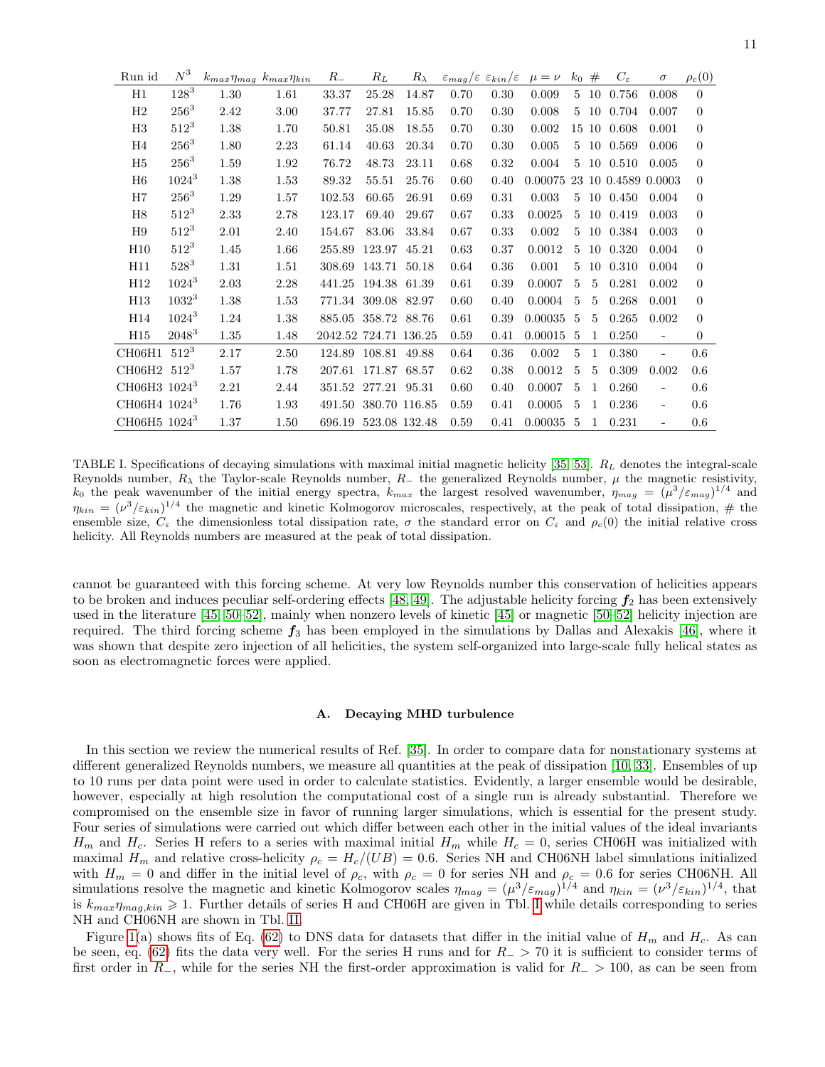| Run id | $N^3$ | $k_{max}\eta_{mag}$ | $k_{max}\eta_{kin}$ | $R_-$ | $R_L$ | $R_\lambda$ | $\varepsilon_{mag}/\varepsilon$ | $\varepsilon_{kin}/\varepsilon$ | $\mu=\nu$ | $k_0$ | # | $C_\varepsilon$ | $\sigma$ | $\rho_c(0)$ |
|---|---|---|---|---|---|---|---|---|---|---|---|---|---|---|
| H1 | $128^3$ | 1.30 | 1.61 | 33.37 | 25.28 | 14.87 | 0.70 | 0.30 | 0.009 | 5 | 10 | 0.756 | 0.008 | 0 |
| H2 | $256^3$ | 2.42 | 3.00 | 37.77 | 27.81 | 15.85 | 0.70 | 0.30 | 0.008 | 5 | 10 | 0.704 | 0.007 | 0 |
| H3 | $512^3$ | 1.38 | 1.70 | 50.81 | 35.08 | 18.55 | 0.70 | 0.30 | 0.002 | 15 | 10 | 0.608 | 0.001 | 0 |
| H4 | $256^3$ | 1.80 | 2.23 | 61.14 | 40.63 | 20.34 | 0.70 | 0.30 | 0.005 | 5 | 10 | 0.569 | 0.006 | 0 |
| H5 | $256^3$ | 1.59 | 1.92 | 76.72 | 48.73 | 23.11 | 0.68 | 0.32 | 0.004 | 5 | 10 | 0.510 | 0.005 | 0 |
| H6 | $1024^3$ | 1.38 | 1.53 | 89.32 | 55.51 | 25.76 | 0.60 | 0.40 | 0.00075 | 23 | 10 | 0.4589 | 0.0003 | 0 |
| H7 | $256^3$ | 1.29 | 1.57 | 102.53 | 60.65 | 26.91 | 0.69 | 0.31 | 0.003 | 5 | 10 | 0.450 | 0.004 | 0 |
| H8 | $512^3$ | 2.33 | 2.78 | 123.17 | 69.40 | 29.67 | 0.67 | 0.33 | 0.0025 | 5 | 10 | 0.419 | 0.003 | 0 |
| H9 | $512^3$ | 2.01 | 2.40 | 154.67 | 83.06 | 33.84 | 0.67 | 0.33 | 0.002 | 5 | 10 | 0.384 | 0.003 | 0 |
| H10 | $512^3$ | 1.45 | 1.66 | 255.89 | 123.97 | 45.21 | 0.63 | 0.37 | 0.0012 | 5 | 10 | 0.320 | 0.004 | 0 |
| H11 | $528^3$ | 1.31 | 1.51 | 308.69 | 143.71 | 50.18 | 0.64 | 0.36 | 0.001 | 5 | 10 | 0.310 | 0.004 | 0 |
| H12 | $1024^3$ | 2.03 | 2.28 | 441.25 | 194.38 | 61.39 | 0.61 | 0.39 | 0.0007 | 5 | 5 | 0.281 | 0.002 | 0 |
| H13 | $1032^3$ | 1.38 | 1.53 | 771.34 | 309.08 | 82.97 | 0.60 | 0.40 | 0.0004 | 5 | 5 | 0.268 | 0.001 | 0 |
| H14 | $1024^3$ | 1.24 | 1.38 | 885.05 | 358.72 | 88.76 | 0.61 | 0.39 | 0.00035 | 5 | 5 | 0.265 | 0.002 | 0 |
| H15 | $2048^3$ | 1.35 | 1.48 | 2042.52 | 724.71 | 136.25 | 0.59 | 0.41 | 0.00015 | 5 | 1 | 0.250 | - | 0 |
| CH06H1 | $512^3$ | 2.17 | 2.50 | 124.89 | 108.81 | 49.88 | 0.64 | 0.36 | 0.002 | 5 | 1 | 0.380 | - | 0.6 |
| CH06H2 | $512^3$ | 1.57 | 1.78 | 207.61 | 171.87 | 68.57 | 0.62 | 0.38 | 0.0012 | 5 | 5 | 0.309 | 0.002 | 0.6 |
| CH06H3 | $1024^3$ | 2.21 | 2.44 | 351.52 | 277.21 | 95.31 | 0.60 | 0.40 | 0.0007 | 5 | 1 | 0.260 | - | 0.6 |
| CH06H4 | $1024^3$ | 1.76 | 1.93 | 491.50 | 380.70 | 116.85 | 0.59 | 0.41 | 0.0005 | 5 | 1 | 0.236 | - | 0.6 |
| CH06H5 | $1024^3$ | 1.37 | 1.50 | 696.19 | 523.08 | 132.48 | 0.59 | 0.41 | 0.00035 | 5 | 1 | 0.231 | - | 0.6 |

TABLE I. Specifications of decaying simulations with maximal initial magnetic helicity [35, 53]. $R_L$ denotes the integral-scale Reynolds number, $R_\lambda$ the Taylor-scale Reynolds number, $R_-$ the generalized Reynolds number, $\mu$ the magnetic resistivity, $k_0$ the peak wavenumber of the initial energy spectra, $k_{max}$ the largest resolved wavenumber, $\eta_{mag} = (\mu^3/\varepsilon_{mag})^{1/4}$ and $\eta_{kin} = (\nu^3/\varepsilon_{kin})^{1/4}$ the magnetic and kinetic Kolmogorov microscales, respectively, at the peak of total dissipation, # the ensemble size, $C_\varepsilon$ the dimensionless total dissipation rate, $\sigma$ the standard error on $C_\varepsilon$ and $\rho_c(0)$ the initial relative cross helicity. All Reynolds numbers are measured at the peak of total dissipation.

cannot be guaranteed with this forcing scheme. At very low Reynolds number this conservation of helicities appears to be broken and induces peculiar self-ordering effects [48, 49]. The adjustable helicity forcing $\boldsymbol{f}_2$ has been extensively used in the literature [45, 50–52], mainly when nonzero levels of kinetic [45] or magnetic [50–52] helicity injection are required. The third forcing scheme $\boldsymbol{f}_3$ has been employed in the simulations by Dallas and Alexakis [46], where it was shown that despite zero injection of all helicities, the system self-organized into large-scale fully helical states as soon as electromagnetic forces were applied.

### A. Decaying MHD turbulence

In this section we review the numerical results of Ref. [35]. In order to compare data for nonstationary systems at different generalized Reynolds numbers, we measure all quantities at the peak of dissipation [10, 33]. Ensembles of up to 10 runs per data point were used in order to calculate statistics. Evidently, a larger ensemble would be desirable, however, especially at high resolution the computational cost of a single run is already substantial. Therefore we compromised on the ensemble size in favor of running larger simulations, which is essential for the present study. Four series of simulations were carried out which differ between each other in the initial values of the ideal invariants $H_m$ and $H_c$. Series H refers to a series with maximal initial $H_m$ while $H_c = 0$, series CH06H was initialized with maximal $H_m$ and relative cross-helicity $\rho_c = H_c/(UB) = 0.6$. Series NH and CH06NH label simulations initialized with $H_m = 0$ and differ in the initial level of $\rho_c$, with $\rho_c = 0$ for series NH and $\rho_c = 0.6$ for series CH06NH. All simulations resolve the magnetic and kinetic Kolmogorov scales $\eta_{mag} = (\mu^3/\varepsilon_{mag})^{1/4}$ and $\eta_{kin} = (\nu^3/\varepsilon_{kin})^{1/4}$, that is $k_{max}\eta_{mag,kin} \geqslant 1$. Further details of series H and CH06H are given in Tbl. I while details corresponding to series NH and CH06NH are shown in Tbl. II.

Figure 1(a) shows fits of Eq. (62) to DNS data for datasets that differ in the initial value of $H_m$ and $H_c$. As can be seen, eq. (62) fits the data very well. For the series H runs and for $R_- > 70$ it is sufficient to consider terms of first order in $R_-$, while for the series NH the first-order approximation is valid for $R_- > 100$, as can be seen from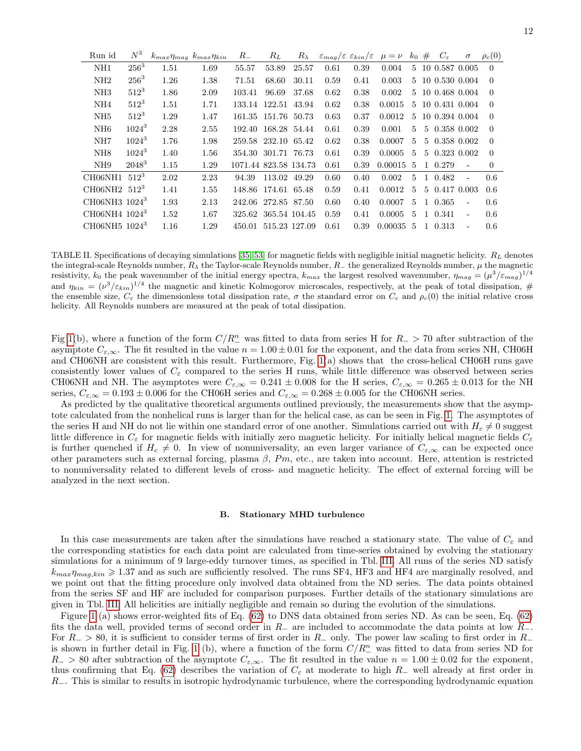| Run id | $N^3$ | $k_{max}\eta_{mag}$ | $k_{max}\eta_{kin}$ | $R_-$ | $R_L$ | $R_\lambda$ | $\varepsilon_{mag}/\varepsilon$ | $\varepsilon_{kin}/\varepsilon$ | $\mu = \nu$ | $k_0$ | # | $C_\varepsilon$ | $\sigma$ | $\rho_c(0)$ |
|---|---|---|---|---|---|---|---|---|---|---|---|---|---|---|
| NH1 | $256^3$ | 1.51 | 1.69 | 55.57 | 53.89 | 25.57 | 0.61 | 0.39 | 0.004 | 5 | 10 | 0.587 | 0.005 | 0 |
| NH2 | $256^3$ | 1.26 | 1.38 | 71.51 | 68.60 | 30.11 | 0.59 | 0.41 | 0.003 | 5 | 10 | 0.530 | 0.004 | 0 |
| NH3 | $512^3$ | 1.86 | 2.09 | 103.41 | 96.69 | 37.68 | 0.62 | 0.38 | 0.002 | 5 | 10 | 0.468 | 0.004 | 0 |
| NH4 | $512^3$ | 1.51 | 1.71 | 133.14 | 122.51 | 43.94 | 0.62 | 0.38 | 0.0015 | 5 | 10 | 0.431 | 0.004 | 0 |
| NH5 | $512^3$ | 1.29 | 1.47 | 161.35 | 151.76 | 50.73 | 0.63 | 0.37 | 0.0012 | 5 | 10 | 0.394 | 0.004 | 0 |
| NH6 | $1024^3$ | 2.28 | 2.55 | 192.40 | 168.28 | 54.44 | 0.61 | 0.39 | 0.001 | 5 | 5 | 0.358 | 0.002 | 0 |
| NH7 | $1024^3$ | 1.76 | 1.98 | 259.58 | 232.10 | 65.42 | 0.62 | 0.38 | 0.0007 | 5 | 5 | 0.358 | 0.002 | 0 |
| NH8 | $1024^3$ | 1.40 | 1.56 | 354.30 | 301.71 | 76.73 | 0.61 | 0.39 | 0.0005 | 5 | 5 | 0.323 | 0.002 | 0 |
| NH9 | $2048^3$ | 1.15 | 1.29 | 1071.44 | 823.58 | 134.73 | 0.61 | 0.39 | 0.00015 | 5 | 1 | 0.279 | - | 0 |
| CH06NH1 | $512^3$ | 2.02 | 2.23 | 94.39 | 113.02 | 49.29 | 0.60 | 0.40 | 0.002 | 5 | 1 | 0.482 | - | 0.6 |
| CH06NH2 | $512^3$ | 1.41 | 1.55 | 148.86 | 174.61 | 65.48 | 0.59 | 0.41 | 0.0012 | 5 | 5 | 0.417 | 0.003 | 0.6 |
| CH06NH3 | $1024^3$ | 1.93 | 2.13 | 242.06 | 272.85 | 87.50 | 0.60 | 0.40 | 0.0007 | 5 | 1 | 0.365 | - | 0.6 |
| CH06NH4 | $1024^3$ | 1.52 | 1.67 | 325.62 | 365.54 | 104.45 | 0.59 | 0.41 | 0.0005 | 5 | 1 | 0.341 | - | 0.6 |
| CH06NH5 | $1024^3$ | 1.16 | 1.29 | 450.01 | 515.23 | 127.09 | 0.61 | 0.39 | 0.00035 | 5 | 1 | 0.313 | - | 0.6 |

TABLE II. Specifications of decaying simulations [35, 53] for magnetic fields with negligible initial magnetic helicity. $R_L$ denotes the integral-scale Reynolds number, $R_\lambda$ the Taylor-scale Reynolds number, $R_-$ the generalized Reynolds number, $\mu$ the magnetic resistivity, $k_0$ the peak wavenumber of the initial energy spectra, $k_{max}$ the largest resolved wavenumber, $\eta_{mag} = (\mu^3/\varepsilon_{mag})^{1/4}$ and $\eta_{kin} = (\nu^3/\varepsilon_{kin})^{1/4}$ the magnetic and kinetic Kolmogorov microscales, respectively, at the peak of total dissipation, # the ensemble size, $C_\varepsilon$ the dimensionless total dissipation rate, $\sigma$ the standard error on $C_\varepsilon$ and $\rho_c(0)$ the initial relative cross helicity. All Reynolds numbers are measured at the peak of total dissipation.

Fig 1(b), where a function of the form $C/R_-^n$ was fitted to data from series H for $R_- > 70$ after subtraction of the asymptote $C_{\varepsilon,\infty}$. The fit resulted in the value $n = 1.00 \pm 0.01$ for the exponent, and the data from series NH, CH06H and CH06NH are consistent with this result. Furthermore, Fig. 1(a) shows that the cross-helical CH06H runs gave consistently lower values of $C_\varepsilon$ compared to the series H runs, while little difference was observed between series CH06NH and NH. The asymptotes were $C_{\varepsilon,\infty} = 0.241 \pm 0.008$ for the H series, $C_{\varepsilon,\infty} = 0.265 \pm 0.013$ for the NH series, $C_{\varepsilon,\infty} = 0.193 \pm 0.006$ for the CH06H series and $C_{\varepsilon,\infty} = 0.268 \pm 0.005$ for the CH06NH series.

As predicted by the qualitative theoretical arguments outlined previously, the measurements show that the asymptote calculated from the nonhelical runs is larger than for the helical case, as can be seen in Fig. 1. The asymptotes of the series H and NH do not lie within one standard error of one another. Simulations carried out with $H_c \neq 0$ suggest little difference in $C_\varepsilon$ for magnetic fields with initially zero magnetic helicity. For initially helical magnetic fields $C_\varepsilon$ is further quenched if $H_c \neq 0$. In view of nonuniversality, an even larger variance of $C_{\varepsilon,\infty}$ can be expected once other parameters such as external forcing, plasma $\beta$, $Pm$, etc., are taken into account. Here, attention is restricted to nonuniversality related to different levels of cross- and magnetic helicity. The effect of external forcing will be analyzed in the next section.

### B. Stationary MHD turbulence

In this case measurements are taken after the simulations have reached a stationary state. The value of $C_\varepsilon$ and the corresponding statistics for each data point are calculated from time-series obtained by evolving the stationary simulations for a minimum of 9 large-eddy turnover times, as specified in Tbl. III. All runs of the series ND satisfy $k_{max}\eta_{mag,kin} \geqslant 1.37$ and as such are sufficiently resolved. The runs SF4, HF3 and HF4 are marginally resolved, and we point out that the fitting procedure only involved data obtained from the ND series. The data points obtained from the series SF and HF are included for comparison purposes. Further details of the stationary simulations are given in Tbl. III. All helicities are initially negligible and remain so during the evolution of the simulations.

Figure 1 (a) shows error-weighted fits of Eq. (62) to DNS data obtained from series ND. As can be seen, Eq. (62) fits the data well, provided terms of second order in $R_-$ are included to accommodate the data points at low $R_-$. For $R_- > 80$, it is sufficient to consider terms of first order in $R_-$ only. The power law scaling to first order in $R_-$ is shown in further detail in Fig. 1 (b), where a function of the form $C/R_-^n$ was fitted to data from series ND for $R_- > 80$ after subtraction of the asymptote $C_{\varepsilon,\infty}$. The fit resulted in the value $n = 1.00 \pm 0.02$ for the exponent, thus confirming that Eq. (62) describes the variation of $C_\varepsilon$ at moderate to high $R_-$ well already at first order in $R_-$. This is similar to results in isotropic hydrodynamic turbulence, where the corresponding hydrodynamic equation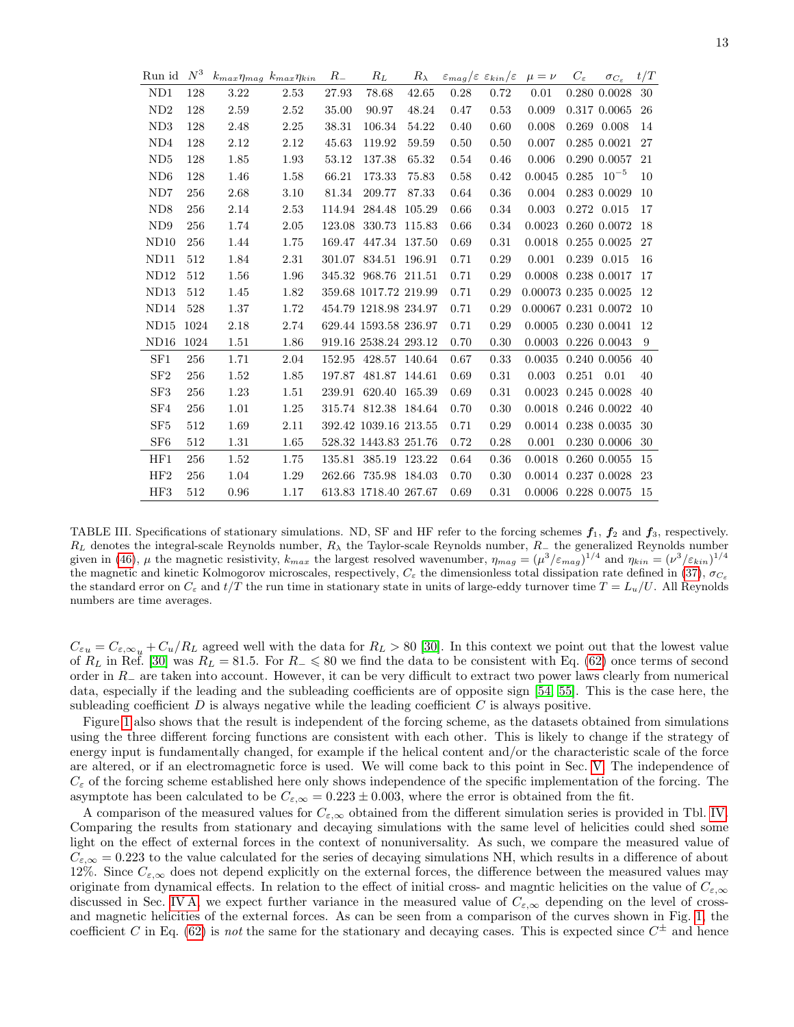| Run id | $N^3$ | $k_{max}\eta_{mag}$ | $k_{max}\eta_{kin}$ | $R_-$ | $R_L$ | $R_\lambda$ | $\varepsilon_{mag}/\varepsilon$ | $\varepsilon_{kin}/\varepsilon$ | $\mu = \nu$ | $C_\varepsilon$ | $\sigma_{C_\varepsilon}$ | $t/T$ |
|---|---|---|---|---|---|---|---|---|---|---|---|---|
| ND1 | 128 | 3.22 | 2.53 | 27.93 | 78.68 | 42.65 | 0.28 | 0.72 | 0.01 | 0.280 | 0.0028 | 30 |
| ND2 | 128 | 2.59 | 2.52 | 35.00 | 90.97 | 48.24 | 0.47 | 0.53 | 0.009 | 0.317 | 0.0065 | 26 |
| ND3 | 128 | 2.48 | 2.25 | 38.31 | 106.34 | 54.22 | 0.40 | 0.60 | 0.008 | 0.269 | 0.008 | 14 |
| ND4 | 128 | 2.12 | 2.12 | 45.63 | 119.92 | 59.59 | 0.50 | 0.50 | 0.007 | 0.285 | 0.0021 | 27 |
| ND5 | 128 | 1.85 | 1.93 | 53.12 | 137.38 | 65.32 | 0.54 | 0.46 | 0.006 | 0.290 | 0.0057 | 21 |
| ND6 | 128 | 1.46 | 1.58 | 66.21 | 173.33 | 75.83 | 0.58 | 0.42 | 0.0045 | 0.285 | $10^{-5}$ | 10 |
| ND7 | 256 | 2.68 | 3.10 | 81.34 | 209.77 | 87.33 | 0.64 | 0.36 | 0.004 | 0.283 | 0.0029 | 10 |
| ND8 | 256 | 2.14 | 2.53 | 114.94 | 284.48 | 105.29 | 0.66 | 0.34 | 0.003 | 0.272 | 0.015 | 17 |
| ND9 | 256 | 1.74 | 2.05 | 123.08 | 330.73 | 115.83 | 0.66 | 0.34 | 0.0023 | 0.260 | 0.0072 | 18 |
| ND10 | 256 | 1.44 | 1.75 | 169.47 | 447.34 | 137.50 | 0.69 | 0.31 | 0.0018 | 0.255 | 0.0025 | 27 |
| ND11 | 512 | 1.84 | 2.31 | 301.07 | 834.51 | 196.91 | 0.71 | 0.29 | 0.001 | 0.239 | 0.015 | 16 |
| ND12 | 512 | 1.56 | 1.96 | 345.32 | 968.76 | 211.51 | 0.71 | 0.29 | 0.0008 | 0.238 | 0.0017 | 17 |
| ND13 | 512 | 1.45 | 1.82 | 359.68 | 1017.72 | 219.99 | 0.71 | 0.29 | 0.00073 | 0.235 | 0.0025 | 12 |
| ND14 | 528 | 1.37 | 1.72 | 454.79 | 1218.98 | 234.97 | 0.71 | 0.29 | 0.00067 | 0.231 | 0.0072 | 10 |
| ND15 | 1024 | 2.18 | 2.74 | 629.44 | 1593.58 | 236.97 | 0.71 | 0.29 | 0.0005 | 0.230 | 0.0041 | 12 |
| ND16 | 1024 | 1.51 | 1.86 | 919.16 | 2538.24 | 293.12 | 0.70 | 0.30 | 0.0003 | 0.226 | 0.0043 | 9 |
| SF1 | 256 | 1.71 | 2.04 | 152.95 | 428.57 | 140.64 | 0.67 | 0.33 | 0.0035 | 0.240 | 0.0056 | 40 |
| SF2 | 256 | 1.52 | 1.85 | 197.87 | 481.87 | 144.61 | 0.69 | 0.31 | 0.003 | 0.251 | 0.01 | 40 |
| SF3 | 256 | 1.23 | 1.51 | 239.91 | 620.40 | 165.39 | 0.69 | 0.31 | 0.0023 | 0.245 | 0.0028 | 40 |
| SF4 | 256 | 1.01 | 1.25 | 315.74 | 812.38 | 184.64 | 0.70 | 0.30 | 0.0018 | 0.246 | 0.0022 | 40 |
| SF5 | 512 | 1.69 | 2.11 | 392.42 | 1039.16 | 213.55 | 0.71 | 0.29 | 0.0014 | 0.238 | 0.0035 | 30 |
| SF6 | 512 | 1.31 | 1.65 | 528.32 | 1443.83 | 251.76 | 0.72 | 0.28 | 0.001 | 0.230 | 0.0006 | 30 |
| HF1 | 256 | 1.52 | 1.75 | 135.81 | 385.19 | 123.22 | 0.64 | 0.36 | 0.0018 | 0.260 | 0.0055 | 15 |
| HF2 | 256 | 1.04 | 1.29 | 262.66 | 735.98 | 184.03 | 0.70 | 0.30 | 0.0014 | 0.237 | 0.0028 | 23 |
| HF3 | 512 | 0.96 | 1.17 | 613.83 | 1718.40 | 267.67 | 0.69 | 0.31 | 0.0006 | 0.228 | 0.0075 | 15 |

TABLE III. Specifications of stationary simulations. ND, SF and HF refer to the forcing schemes $\boldsymbol{f}_1$, $\boldsymbol{f}_2$ and $\boldsymbol{f}_3$, respectively. $R_L$ denotes the integral-scale Reynolds number, $R_\lambda$ the Taylor-scale Reynolds number, $R_-$ the generalized Reynolds number given in (46), $\mu$ the magnetic resistivity, $k_{max}$ the largest resolved wavenumber, $\eta_{mag} = (\mu^3/\varepsilon_{mag})^{1/4}$ and $\eta_{kin} = (\nu^3/\varepsilon_{kin})^{1/4}$ the magnetic and kinetic Kolmogorov microscales, respectively, $C_\varepsilon$ the dimensionless total dissipation rate defined in (37), $\sigma_{C_\varepsilon}$ the standard error on $C_\varepsilon$ and $t/T$ the run time in stationary state in units of large-eddy turnover time $T = L_u/U$. All Reynolds numbers are time averages.

$C_{\varepsilon u} = C_{\varepsilon,\infty_u} + C_u/R_L$ agreed well with the data for $R_L > 80$ [30]. In this context we point out that the lowest value of $R_L$ in Ref. [30] was $R_L = 81.5$. For $R_- \leqslant 80$ we find the data to be consistent with Eq. (62) once terms of second order in $R_-$ are taken into account. However, it can be very difficult to extract two power laws clearly from numerical data, especially if the leading and the subleading coefficients are of opposite sign [54, 55]. This is the case here, the subleading coefficient $D$ is always negative while the leading coefficient $C$ is always positive.

Figure 1 also shows that the result is independent of the forcing scheme, as the datasets obtained from simulations using the three different forcing functions are consistent with each other. This is likely to change if the strategy of energy input is fundamentally changed, for example if the helical content and/or the characteristic scale of the force are altered, or if an electromagnetic force is used. We will come back to this point in Sec. V. The independence of $C_\varepsilon$ of the forcing scheme established here only shows independence of the specific implementation of the forcing. The asymptote has been calculated to be $C_{\varepsilon,\infty} = 0.223 \pm 0.003$, where the error is obtained from the fit.

A comparison of the measured values for $C_{\varepsilon,\infty}$ obtained from the different simulation series is provided in Tbl. IV. Comparing the results from stationary and decaying simulations with the same level of helicities could shed some light on the effect of external forces in the context of nonuniversality. As such, we compare the measured value of $C_{\varepsilon,\infty} = 0.223$ to the value calculated for the series of decaying simulations NH, which results in a difference of about 12%. Since $C_{\varepsilon,\infty}$ does not depend explicitly on the external forces, the difference between the measured values may originate from dynamical effects. In relation to the effect of initial cross- and magntic helicities on the value of $C_{\varepsilon,\infty}$ discussed in Sec. IV A, we expect further variance in the measured value of $C_{\varepsilon,\infty}$ depending on the level of cross- and magnetic helicities of the external forces. As can be seen from a comparison of the curves shown in Fig. 1, the coefficient $C$ in Eq. (62) is *not* the same for the stationary and decaying cases. This is expected since $C^\pm$ and hence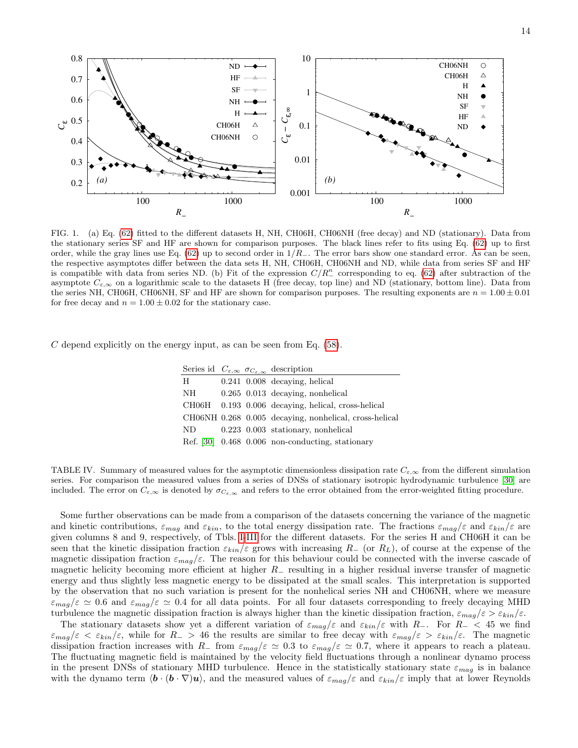FIG. 1. (a) Eq. (62) fitted to the different datasets H, NH, CH06H, CH06NH (free decay) and ND (stationary). Data from the stationary series SF and HF are shown for comparison purposes. The black lines refer to fits using Eq. (62) up to first order, while the gray lines use Eq. (62) up to second order in $1/R_-$. The error bars show one standard error. As can be seen, the respective asymptotes differ between the data sets H, NH, CH06H, CH06NH and ND, while data from series SF and HF is compatible with data from series ND. (b) Fit of the expression $C/R_-^n$ corresponding to eq. (62) after subtraction of the asymptote $C_{\varepsilon,\infty}$ on a logarithmic scale to the datasets H (free decay, top line) and ND (stationary, bottom line). Data from the series NH, CH06H, CH06NH, SF and HF are shown for comparison purposes. The resulting exponents are $n = 1.00 \pm 0.01$ for free decay and $n = 1.00 \pm 0.02$ for the stationary case.

$C$ depend explicitly on the energy input, as can be seen from Eq. (58).

| Series id | $C_{\varepsilon,\infty}$ | $\sigma_{C_{\varepsilon,\infty}}$ | description |
|---|---|---|---|
| H | 0.241 | 0.008 | decaying, helical |
| NH | 0.265 | 0.013 | decaying, nonhelical |
| CH06H | 0.193 | 0.006 | decaying, helical, cross-helical |
| CH06NH | 0.268 | 0.005 | decaying, nonhelical, cross-helical |
| ND | 0.223 | 0.003 | stationary, nonhelical |
| Ref. [30] | 0.468 | 0.006 | non-conducting, stationary |

TABLE IV. Summary of measured values for the asymptotic dimensionless dissipation rate $C_{\varepsilon,\infty}$ from the different simulation series. For comparison the measured values from a series of DNSs of stationary isotropic hydrodynamic turbulence [30] are included. The error on $C_{\varepsilon,\infty}$ is denoted by $\sigma_{C_{\varepsilon,\infty}}$ and refers to the error obtained from the error-weighted fitting procedure.

Some further observations can be made from a comparison of the datasets concerning the variance of the magnetic and kinetic contributions, $\varepsilon_{mag}$ and $\varepsilon_{kin}$, to the total energy dissipation rate. The fractions $\varepsilon_{mag}/\varepsilon$ and $\varepsilon_{kin}/\varepsilon$ are given columns 8 and 9, respectively, of Tbls. I-III for the different datasets. For the series H and CH06H it can be seen that the kinetic dissipation fraction $\varepsilon_{kin}/\varepsilon$ grows with increasing $R_-$ (or $R_L$), of course at the expense of the magnetic dissipation fraction $\varepsilon_{mag}/\varepsilon$. The reason for this behaviour could be connected with the inverse cascade of magnetic helicity becoming more efficient at higher $R_-$ resulting in a higher residual inverse transfer of magnetic energy and thus slightly less magnetic energy to be dissipated at the small scales. This interpretation is supported by the observation that no such variation is present for the nonhelical series NH and CH06NH, where we measure $\varepsilon_{mag}/\varepsilon \simeq 0.6$ and $\varepsilon_{mag}/\varepsilon \simeq 0.4$ for all data points. For all four datasets corresponding to freely decaying MHD turbulence the magnetic dissipation fraction is always higher than the kinetic dissipation fraction, $\varepsilon_{mag}/\varepsilon > \varepsilon_{kin}/\varepsilon$.

The stationary datasets show yet a different variation of $\varepsilon_{mag}/\varepsilon$ and $\varepsilon_{kin}/\varepsilon$ with $R_-$. For $R_- < 45$ we find $\varepsilon_{mag}/\varepsilon < \varepsilon_{kin}/\varepsilon$, while for $R_- > 46$ the results are similar to free decay with $\varepsilon_{mag}/\varepsilon > \varepsilon_{kin}/\varepsilon$. The magnetic dissipation fraction increases with $R_-$ from $\varepsilon_{mag}/\varepsilon \simeq 0.3$ to $\varepsilon_{mag}/\varepsilon \simeq 0.7$, where it appears to reach a plateau. The fluctuating magnetic field is maintained by the velocity field fluctuations through a nonlinear dynamo process in the present DNSs of stationary MHD turbulence. Hence in the statistically stationary state $\varepsilon_{mag}$ is in balance with the dynamo term $\langle \boldsymbol{b} \cdot (\boldsymbol{b} \cdot \nabla)\boldsymbol{u} \rangle$, and the measured values of $\varepsilon_{mag}/\varepsilon$ and $\varepsilon_{kin}/\varepsilon$ imply that at lower Reynolds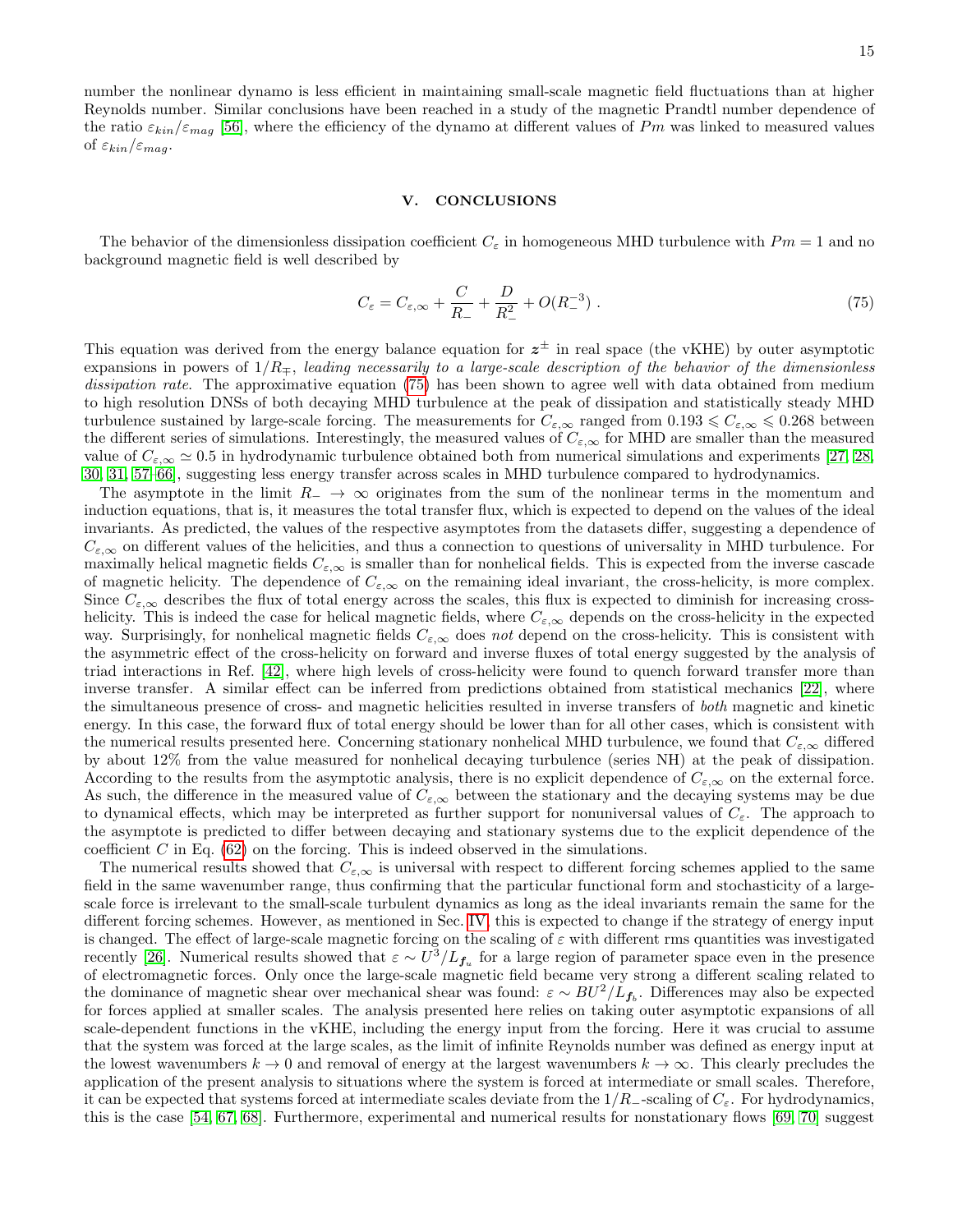number the nonlinear dynamo is less efficient in maintaining small-scale magnetic field fluctuations than at higher Reynolds number. Similar conclusions have been reached in a study of the magnetic Prandtl number dependence of the ratio $\varepsilon_{kin}/\varepsilon_{mag}$ [56], where the efficiency of the dynamo at different values of $Pm$ was linked to measured values of $\varepsilon_{kin}/\varepsilon_{mag}$.

## V. CONCLUSIONS

The behavior of the dimensionless dissipation coefficient $C_\varepsilon$ in homogeneous MHD turbulence with $Pm = 1$ and no background magnetic field is well described by

$$C_\varepsilon = C_{\varepsilon,\infty} + \frac{C}{R_-} + \frac{D}{R_-^2} + O(R_-^{-3}) \ . \tag{75}$$

This equation was derived from the energy balance equation for $\boldsymbol{z}^\pm$ in real space (the vKHE) by outer asymptotic expansions in powers of $1/R_\mp$, *leading necessarily to a large-scale description of the behavior of the dimensionless dissipation rate*. The approximative equation (75) has been shown to agree well with data obtained from medium to high resolution DNSs of both decaying MHD turbulence at the peak of dissipation and statistically steady MHD turbulence sustained by large-scale forcing. The measurements for $C_{\varepsilon,\infty}$ ranged from $0.193 \leqslant C_{\varepsilon,\infty} \leqslant 0.268$ between the different series of simulations. Interestingly, the measured values of $C_{\varepsilon,\infty}$ for MHD are smaller than the measured value of $C_{\varepsilon,\infty} \simeq 0.5$ in hydrodynamic turbulence obtained both from numerical simulations and experiments [27, 28, 30, 31, 57–66], suggesting less energy transfer across scales in MHD turbulence compared to hydrodynamics.

The asymptote in the limit $R_- \to \infty$ originates from the sum of the nonlinear terms in the momentum and induction equations, that is, it measures the total transfer flux, which is expected to depend on the values of the ideal invariants. As predicted, the values of the respective asymptotes from the datasets differ, suggesting a dependence of $C_{\varepsilon,\infty}$ on different values of the helicities, and thus a connection to questions of universality in MHD turbulence. For maximally helical magnetic fields $C_{\varepsilon,\infty}$ is smaller than for nonhelical fields. This is expected from the inverse cascade of magnetic helicity. The dependence of $C_{\varepsilon,\infty}$ on the remaining ideal invariant, the cross-helicity, is more complex. Since $C_{\varepsilon,\infty}$ describes the flux of total energy across the scales, this flux is expected to diminish for increasing cross-helicity. This is indeed the case for helical magnetic fields, where $C_{\varepsilon,\infty}$ depends on the cross-helicity in the expected way. Surprisingly, for nonhelical magnetic fields $C_{\varepsilon,\infty}$ does *not* depend on the cross-helicity. This is consistent with the asymmetric effect of the cross-helicity on forward and inverse fluxes of total energy suggested by the analysis of triad interactions in Ref. [42], where high levels of cross-helicity were found to quench forward transfer more than inverse transfer. A similar effect can be inferred from predictions obtained from statistical mechanics [22], where the simultaneous presence of cross- and magnetic helicities resulted in inverse transfers of *both* magnetic and kinetic energy. In this case, the forward flux of total energy should be lower than for all other cases, which is consistent with the numerical results presented here. Concerning stationary nonhelical MHD turbulence, we found that $C_{\varepsilon,\infty}$ differed by about 12% from the value measured for nonhelical decaying turbulence (series NH) at the peak of dissipation. According to the results from the asymptotic analysis, there is no explicit dependence of $C_{\varepsilon,\infty}$ on the external force. As such, the difference in the measured value of $C_{\varepsilon,\infty}$ between the stationary and the decaying systems may be due to dynamical effects, which may be interpreted as further support for nonuniversal values of $C_\varepsilon$. The approach to the asymptote is predicted to differ between decaying and stationary systems due to the explicit dependence of the coefficient $C$ in Eq. (62) on the forcing. This is indeed observed in the simulations.

The numerical results showed that $C_{\varepsilon,\infty}$ is universal with respect to different forcing schemes applied to the same field in the same wavenumber range, thus confirming that the particular functional form and stochasticity of a large-scale force is irrelevant to the small-scale turbulent dynamics as long as the ideal invariants remain the same for the different forcing schemes. However, as mentioned in Sec. IV, this is expected to change if the strategy of energy input is changed. The effect of large-scale magnetic forcing on the scaling of $\varepsilon$ with different rms quantities was investigated recently [26]. Numerical results showed that $\varepsilon \sim U^3/L_{\boldsymbol{f}_u}$ for a large region of parameter space even in the presence of electromagnetic forces. Only once the large-scale magnetic field became very strong a different scaling related to the dominance of magnetic shear over mechanical shear was found: $\varepsilon \sim BU^2/L_{\boldsymbol{f}_b}$. Differences may also be expected for forces applied at smaller scales. The analysis presented here relies on taking outer asymptotic expansions of all scale-dependent functions in the vKHE, including the energy input from the forcing. Here it was crucial to assume that the system was forced at the large scales, as the limit of infinite Reynolds number was defined as energy input at the lowest wavenumbers $k \to 0$ and removal of energy at the largest wavenumbers $k \to \infty$. This clearly precludes the application of the present analysis to situations where the system is forced at intermediate or small scales. Therefore, it can be expected that systems forced at intermediate scales deviate from the $1/R_-$-scaling of $C_\varepsilon$. For hydrodynamics, this is the case [54, 67, 68]. Furthermore, experimental and numerical results for nonstationary flows [69, 70] suggest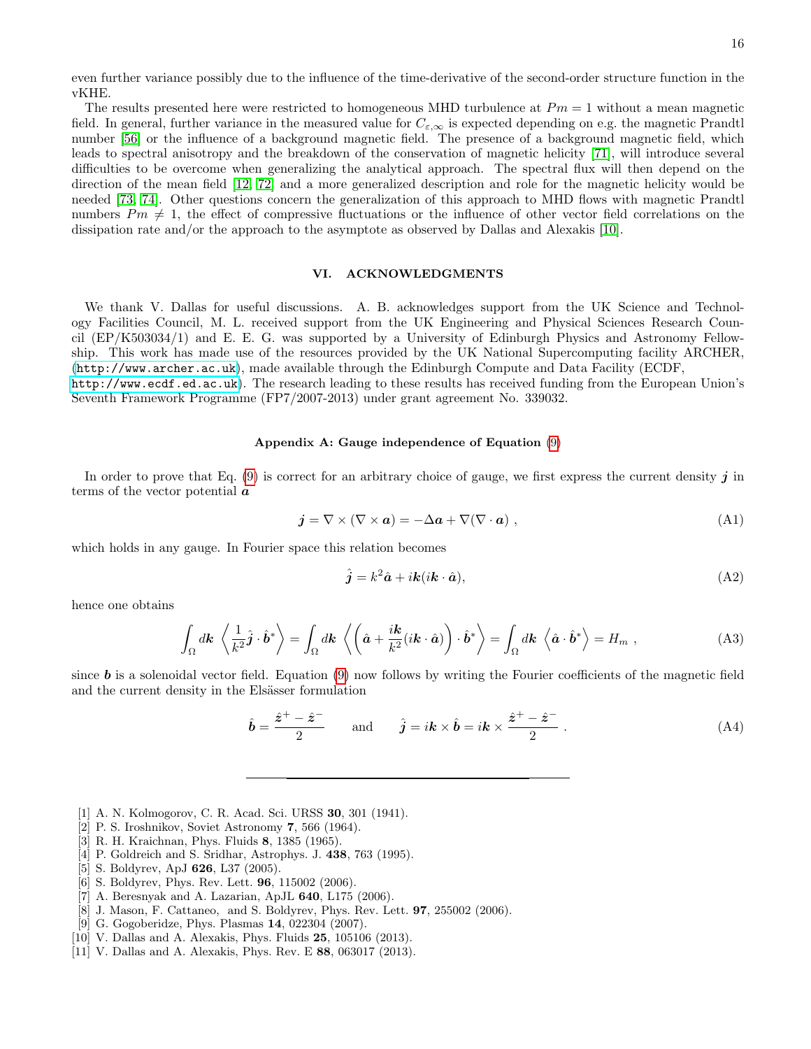even further variance possibly due to the influence of the time-derivative of the second-order structure function in the vKHE.

The results presented here were restricted to homogeneous MHD turbulence at $Pm = 1$ without a mean magnetic field. In general, further variance in the measured value for $C_{\varepsilon,\infty}$ is expected depending on e.g. the magnetic Prandtl number [56] or the influence of a background magnetic field. The presence of a background magnetic field, which leads to spectral anisotropy and the breakdown of the conservation of magnetic helicity [71], will introduce several difficulties to be overcome when generalizing the analytical approach. The spectral flux will then depend on the direction of the mean field [12, 72] and a more generalized description and role for the magnetic helicity would be needed [73, 74]. Other questions concern the generalization of this approach to MHD flows with magnetic Prandtl numbers $Pm \neq 1$, the effect of compressive fluctuations or the influence of other vector field correlations on the dissipation rate and/or the approach to the asymptote as observed by Dallas and Alexakis [10].

## VI. ACKNOWLEDGMENTS

We thank V. Dallas for useful discussions. A. B. acknowledges support from the UK Science and Technology Facilities Council, M. L. received support from the UK Engineering and Physical Sciences Research Council (EP/K503034/1) and E. E. G. was supported by a University of Edinburgh Physics and Astronomy Fellowship. This work has made use of the resources provided by the UK National Supercomputing facility ARCHER, (http://www.archer.ac.uk), made available through the Edinburgh Compute and Data Facility (ECDF, http://www.ecdf.ed.ac.uk). The research leading to these results has received funding from the European Union's Seventh Framework Programme (FP7/2007-2013) under grant agreement No. 339032.

### Appendix A: Gauge independence of Equation (9)

In order to prove that Eq. (9) is correct for an arbitrary choice of gauge, we first express the current density $\boldsymbol{j}$ in terms of the vector potential $\boldsymbol{a}$

$$\boldsymbol{j} = \nabla \times (\nabla \times \boldsymbol{a}) = -\Delta \boldsymbol{a} + \nabla(\nabla \cdot \boldsymbol{a}) \ , \tag{A1}$$

which holds in any gauge. In Fourier space this relation becomes

$$\hat{\boldsymbol{j}} = k^2 \hat{\boldsymbol{a}} + i\boldsymbol{k}(i\boldsymbol{k} \cdot \hat{\boldsymbol{a}}), \tag{A2}$$

hence one obtains

$$\int_\Omega d\boldsymbol{k} \ \left\langle \frac{1}{k^2} \hat{\boldsymbol{j}} \cdot \hat{\boldsymbol{b}}^* \right\rangle = \int_\Omega d\boldsymbol{k} \ \left\langle \left( \hat{\boldsymbol{a}} + \frac{i\boldsymbol{k}}{k^2}(i\boldsymbol{k} \cdot \hat{\boldsymbol{a}}) \right) \cdot \hat{\boldsymbol{b}}^* \right\rangle = \int_\Omega d\boldsymbol{k} \ \left\langle \hat{\boldsymbol{a}} \cdot \hat{\boldsymbol{b}}^* \right\rangle = H_m \ , \tag{A3}$$

since $\boldsymbol{b}$ is a solenoidal vector field. Equation (9) now follows by writing the Fourier coefficients of the magnetic field and the current density in the Elsässer formulation

$$\hat{\boldsymbol{b}} = \frac{\hat{\boldsymbol{z}}^+ - \hat{\boldsymbol{z}}^-}{2} \qquad \text{and} \qquad \hat{\boldsymbol{j}} = i\boldsymbol{k} \times \hat{\boldsymbol{b}} = i\boldsymbol{k} \times \frac{\hat{\boldsymbol{z}}^+ - \hat{\boldsymbol{z}}^-}{2} \ . \tag{A4}$$

---

[1] A. N. Kolmogorov, C. R. Acad. Sci. URSS **30**, 301 (1941).
[2] P. S. Iroshnikov, Soviet Astronomy **7**, 566 (1964).
[3] R. H. Kraichnan, Phys. Fluids **8**, 1385 (1965).
[4] P. Goldreich and S. Sridhar, Astrophys. J. **438**, 763 (1995).
[5] S. Boldyrev, ApJ **626**, L37 (2005).
[6] S. Boldyrev, Phys. Rev. Lett. **96**, 115002 (2006).
[7] A. Beresnyak and A. Lazarian, ApJL **640**, L175 (2006).
[8] J. Mason, F. Cattaneo, and S. Boldyrev, Phys. Rev. Lett. **97**, 255002 (2006).
[9] G. Gogoberidze, Phys. Plasmas **14**, 022304 (2007).
[10] V. Dallas and A. Alexakis, Phys. Fluids **25**, 105106 (2013).
[11] V. Dallas and A. Alexakis, Phys. Rev. E **88**, 063017 (2013).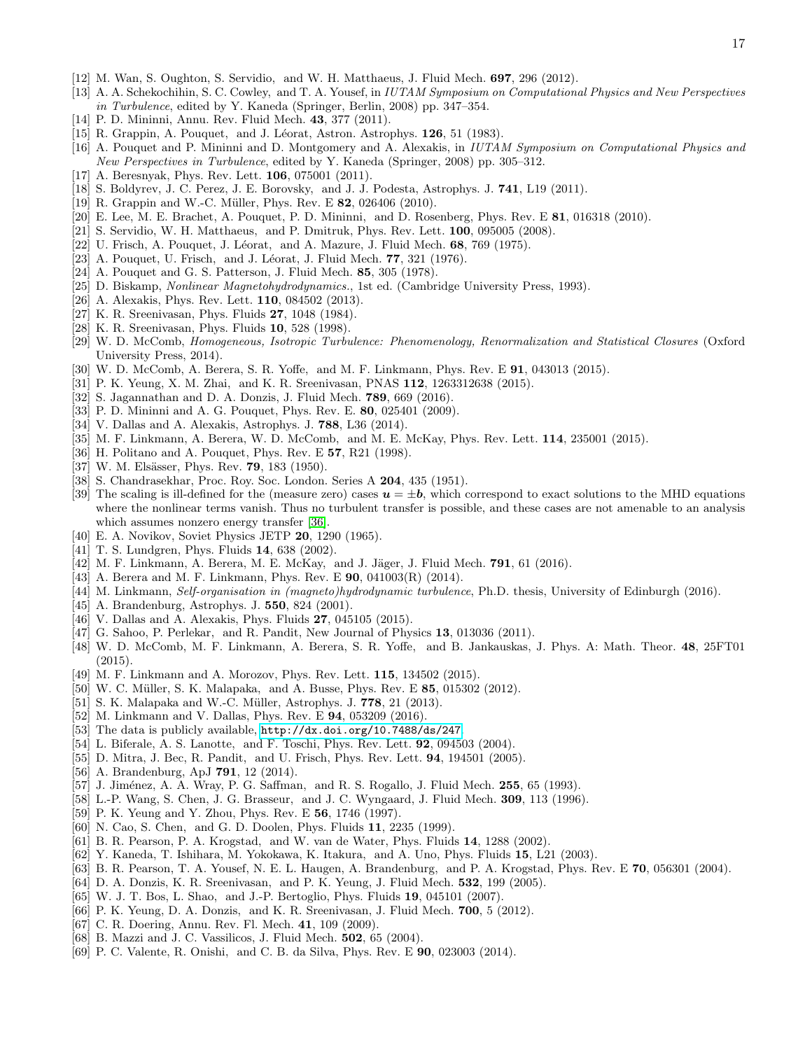[12] M. Wan, S. Oughton, S. Servidio, and W. H. Matthaeus, J. Fluid Mech. **697**, 296 (2012).

[13] A. A. Schekochihin, S. C. Cowley, and T. A. Yousef, in *IUTAM Symposium on Computational Physics and New Perspectives in Turbulence*, edited by Y. Kaneda (Springer, Berlin, 2008) pp. 347–354.

[14] P. D. Mininni, Annu. Rev. Fluid Mech. **43**, 377 (2011).

[15] R. Grappin, A. Pouquet, and J. Léorat, Astron. Astrophys. **126**, 51 (1983).

[16] A. Pouquet and P. Mininni and D. Montgomery and A. Alexakis, in *IUTAM Symposium on Computational Physics and New Perspectives in Turbulence*, edited by Y. Kaneda (Springer, 2008) pp. 305–312.

[17] A. Beresnyak, Phys. Rev. Lett. **106**, 075001 (2011).

[18] S. Boldyrev, J. C. Perez, J. E. Borovsky, and J. J. Podesta, Astrophys. J. **741**, L19 (2011).

[19] R. Grappin and W.-C. Müller, Phys. Rev. E **82**, 026406 (2010).

[20] E. Lee, M. E. Brachet, A. Pouquet, P. D. Mininni, and D. Rosenberg, Phys. Rev. E **81**, 016318 (2010).

[21] S. Servidio, W. H. Matthaeus, and P. Dmitruk, Phys. Rev. Lett. **100**, 095005 (2008).

[22] U. Frisch, A. Pouquet, J. Léorat, and A. Mazure, J. Fluid Mech. **68**, 769 (1975).

[23] A. Pouquet, U. Frisch, and J. Léorat, J. Fluid Mech. **77**, 321 (1976).

[24] A. Pouquet and G. S. Patterson, J. Fluid Mech. **85**, 305 (1978).

[25] D. Biskamp, *Nonlinear Magnetohydrodynamics.*, 1st ed. (Cambridge University Press, 1993).

[26] A. Alexakis, Phys. Rev. Lett. **110**, 084502 (2013).

[27] K. R. Sreenivasan, Phys. Fluids **27**, 1048 (1984).

[28] K. R. Sreenivasan, Phys. Fluids **10**, 528 (1998).

[29] W. D. McComb, *Homogeneous, Isotropic Turbulence: Phenomenology, Renormalization and Statistical Closures* (Oxford University Press, 2014).

[30] W. D. McComb, A. Berera, S. R. Yoffe, and M. F. Linkmann, Phys. Rev. E **91**, 043013 (2015).

[31] P. K. Yeung, X. M. Zhai, and K. R. Sreenivasan, PNAS **112**, 1263312638 (2015).

[32] S. Jagannathan and D. A. Donzis, J. Fluid Mech. **789**, 669 (2016).

[33] P. D. Mininni and A. G. Pouquet, Phys. Rev. E. **80**, 025401 (2009).

[34] V. Dallas and A. Alexakis, Astrophys. J. **788**, L36 (2014).

[35] M. F. Linkmann, A. Berera, W. D. McComb, and M. E. McKay, Phys. Rev. Lett. **114**, 235001 (2015).

[36] H. Politano and A. Pouquet, Phys. Rev. E **57**, R21 (1998).

[37] W. M. Elsässer, Phys. Rev. **79**, 183 (1950).

[38] S. Chandrasekhar, Proc. Roy. Soc. London. Series A **204**, 435 (1951).

[39] The scaling is ill-defined for the (measure zero) cases $\boldsymbol{u} = \pm \boldsymbol{b}$, which correspond to exact solutions to the MHD equations where the nonlinear terms vanish. Thus no turbulent transfer is possible, and these cases are not amenable to an analysis which assumes nonzero energy transfer [36].

[40] E. A. Novikov, Soviet Physics JETP **20**, 1290 (1965).

[41] T. S. Lundgren, Phys. Fluids **14**, 638 (2002).

[42] M. F. Linkmann, A. Berera, M. E. McKay, and J. Jäger, J. Fluid Mech. **791**, 61 (2016).

[43] A. Berera and M. F. Linkmann, Phys. Rev. E **90**, 041003(R) (2014).

[44] M. Linkmann, *Self-organisation in (magneto)hydrodynamic turbulence*, Ph.D. thesis, University of Edinburgh (2016).

[45] A. Brandenburg, Astrophys. J. **550**, 824 (2001).

[46] V. Dallas and A. Alexakis, Phys. Fluids **27**, 045105 (2015).

[47] G. Sahoo, P. Perlekar, and R. Pandit, New Journal of Physics **13**, 013036 (2011).

[48] W. D. McComb, M. F. Linkmann, A. Berera, S. R. Yoffe, and B. Jankauskas, J. Phys. A: Math. Theor. **48**, 25FT01 (2015).

[49] M. F. Linkmann and A. Morozov, Phys. Rev. Lett. **115**, 134502 (2015).

[50] W. C. Müller, S. K. Malapaka, and A. Busse, Phys. Rev. E **85**, 015302 (2012).

[51] S. K. Malapaka and W.-C. Müller, Astrophys. J. **778**, 21 (2013).

[52] M. Linkmann and V. Dallas, Phys. Rev. E **94**, 053209 (2016).

[53] The data is publicly available, http://dx.doi.org/10.7488/ds/247.

[54] L. Biferale, A. S. Lanotte, and F. Toschi, Phys. Rev. Lett. **92**, 094503 (2004).

[55] D. Mitra, J. Bec, R. Pandit, and U. Frisch, Phys. Rev. Lett. **94**, 194501 (2005).

[56] A. Brandenburg, ApJ **791**, 12 (2014).

[57] J. Jiménez, A. A. Wray, P. G. Saffman, and R. S. Rogallo, J. Fluid Mech. **255**, 65 (1993).

[58] L.-P. Wang, S. Chen, J. G. Brasseur, and J. C. Wyngaard, J. Fluid Mech. **309**, 113 (1996).

[59] P. K. Yeung and Y. Zhou, Phys. Rev. E **56**, 1746 (1997).

[60] N. Cao, S. Chen, and G. D. Doolen, Phys. Fluids **11**, 2235 (1999).

[61] B. R. Pearson, P. A. Krogstad, and W. van de Water, Phys. Fluids **14**, 1288 (2002).

[62] Y. Kaneda, T. Ishihara, M. Yokokawa, K. Itakura, and A. Uno, Phys. Fluids **15**, L21 (2003).

[63] B. R. Pearson, T. A. Yousef, N. E. L. Haugen, A. Brandenburg, and P. A. Krogstad, Phys. Rev. E **70**, 056301 (2004).

[64] D. A. Donzis, K. R. Sreenivasan, and P. K. Yeung, J. Fluid Mech. **532**, 199 (2005).

[65] W. J. T. Bos, L. Shao, and J.-P. Bertoglio, Phys. Fluids **19**, 045101 (2007).

[66] P. K. Yeung, D. A. Donzis, and K. R. Sreenivasan, J. Fluid Mech. **700**, 5 (2012).

[67] C. R. Doering, Annu. Rev. Fl. Mech. **41**, 109 (2009).

[68] B. Mazzi and J. C. Vassilicos, J. Fluid Mech. **502**, 65 (2004).

[69] P. C. Valente, R. Onishi, and C. B. da Silva, Phys. Rev. E **90**, 023003 (2014).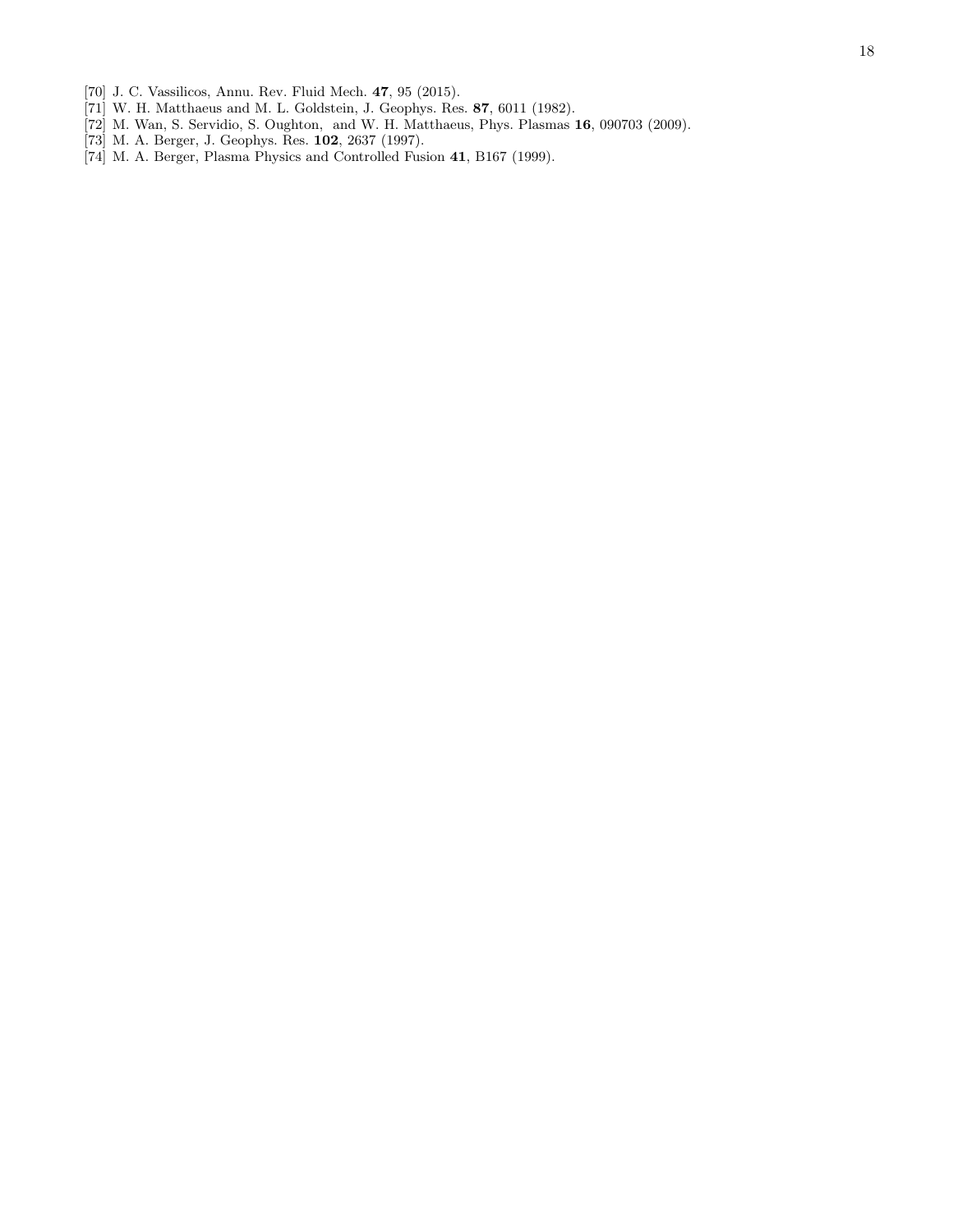[70] J. C. Vassilicos, Annu. Rev. Fluid Mech. **47**, 95 (2015).
[71] W. H. Matthaeus and M. L. Goldstein, J. Geophys. Res. **87**, 6011 (1982).
[72] M. Wan, S. Servidio, S. Oughton, and W. H. Matthaeus, Phys. Plasmas **16**, 090703 (2009).
[73] M. A. Berger, J. Geophys. Res. **102**, 2637 (1997).
[74] M. A. Berger, Plasma Physics and Controlled Fusion **41**, B167 (1999).